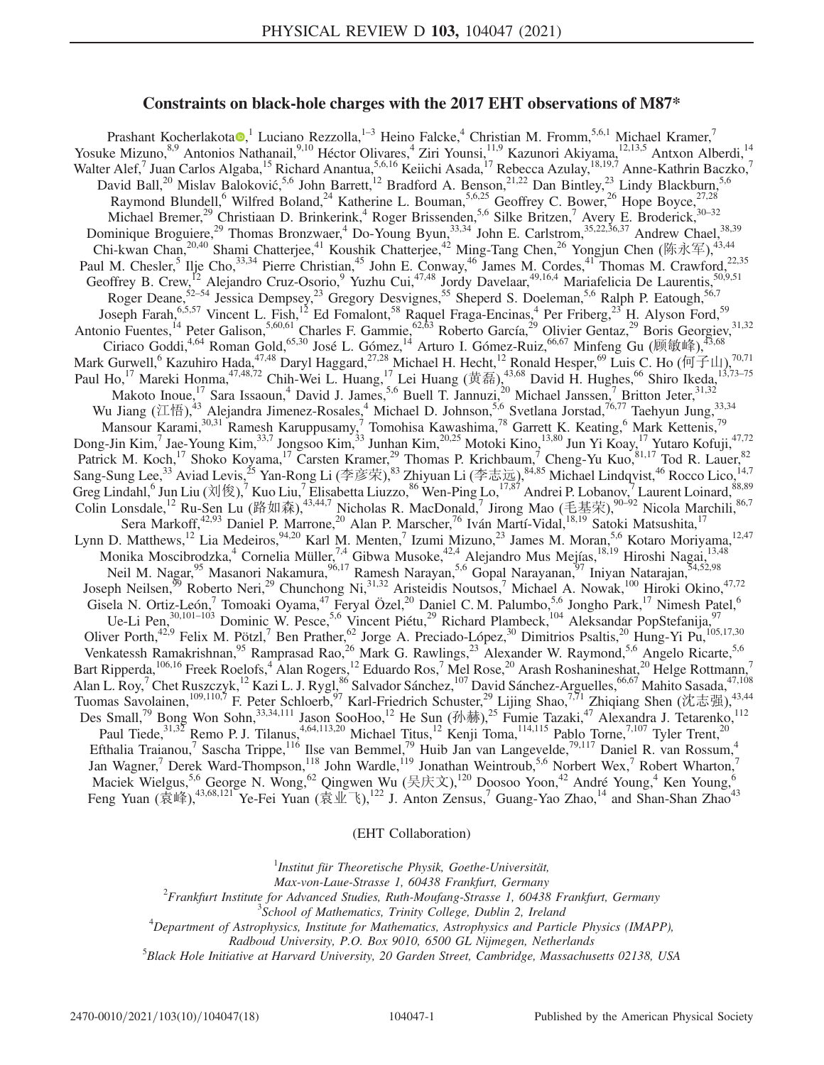# Constraints on black-hole charges with the 2017 EHT observations of M87*

Prashant Kocherlakota,[1] Luciano Rezzolla,[1–3] Heino Falcke,[4] Christian M. Fromm,[5,6,1] Michael Kramer,[7] Yosuke Mizuno,[8,9] Antonios Nathanail,[9,10] Héctor Olivares,[4] Ziri Younsi,[11,9] Kazunori Akiyama,[12,13,5] Antxon Alberdi,[14] Walter Alef,[7] Juan Carlos Algaba,[15] Richard Anantua,[5,6,16] Keiichi Asada,[17] Rebecca Azulay,[18,19,7] Anne-Kathrin Baczko,[7] David Ball,[20] Mislav Baloković,[5,6] John Barrett,[12] Bradford A. Benson,[21,22] Dan Bintley,[23] Lindy Blackburn,[5,6] Raymond Blundell,[6] Wilfred Boland,[24] Katherine L. Bouman,[5,6,25] Geoffrey C. Bower,[26] Hope Boyce,[27,28] Michael Bremer,[29] Christiaan D. Brinkerink,[4] Roger Brissenden,[5,6] Silke Britzen,[7] Avery E. Broderick,[30–32] Dominique Broguiere,[29] Thomas Bronzwaer,[4] Do-Young Byun,[33,34] John E. Carlstrom,[35,22,36,37] Andrew Chael,[38,39] Chi-kwan Chan,[20,40] Shami Chatterjee,[41] Koushik Chatterjee,[42] Ming-Tang Chen,[26] Yongjun Chen (陈永军),[43,44] Paul M. Chesler,[5] Ilje Cho,[33,34] Pierre Christian,[45] John E. Conway,[46] James M. Cordes,[41] Thomas M. Crawford,[22,35] Geoffrey B. Crew,[12] Alejandro Cruz-Osorio,[9] Yuzhu Cui,[47,48] Jordy Davelaar,[49,16,4] Mariafelicia De Laurentis,[50,9,51] Roger Deane,[52–54] Jessica Dempsey,[23] Gregory Desvignes,[55] Sheperd S. Doeleman,[5,6] Ralph P. Eatough,[56,7] Joseph Farah,[6,5,57] Vincent L. Fish,[12] Ed Fomalont,[58] Raquel Fraga-Encinas,[4] Per Friberg,[23] H. Alyson Ford,[59] Antonio Fuentes,[14] Peter Galison,[5,60,61] Charles F. Gammie,[62,63] Roberto García,[29] Olivier Gentaz,[29] Boris Georgiev,[31,32] Ciriaco Goddi,[4,64] Roman Gold,[65,30] José L. Gómez,[14] Arturo I. Gómez-Ruiz,[66,67] Minfeng Gu (顾敏峰),[43,68] Mark Gurwell,[6] Kazuhiro Hada,[47,48] Daryl Haggard,[27,28] Michael H. Hecht,[12] Ronald Hesper,[69] Luis C. Ho (何子山),[70,71] Paul Ho,[17] Mareki Honma,[47,48,72] Chih-Wei L. Huang,[17] Lei Huang (黄磊),[43,68] David H. Hughes,[66] Shiro Ikeda,[13,73–75] Makoto Inoue,[17] Sara Issaoun,[4] David J. James,[5,6] Buell T. Jannuzi,[20] Michael Janssen,[7] Britton Jeter,[31,32] Wu Jiang (江悟),[43] Alejandra Jimenez-Rosales,[4] Michael D. Johnson,[5,6] Svetlana Jorstad,[76,77] Taehyun Jung,[33,34] Mansour Karami,[30,31] Ramesh Karuppusamy,[7] Tomohisa Kawashima,[78] Garrett K. Keating,[6] Mark Kettenis,[79] Dong-Jin Kim,[7] Jae-Young Kim,[33,7] Jongsoo Kim,[33] Junhan Kim,[20,25] Motoki Kino,[13,80] Jun Yi Koay,[17] Yutaro Kofuji,[47,72] Patrick M. Koch,[17] Shoko Koyama,[17] Carsten Kramer,[29] Thomas P. Krichbaum,[7] Cheng-Yu Kuo,[81,17] Tod R. Lauer,[82] Sang-Sung Lee,[33] Aviad Levis,[25] Yan-Rong Li (李彦荣),[83] Zhiyuan Li (李志远),[84,85] Michael Lindqvist,[46] Rocco Lico,[14,7] Greg Lindahl,[6] Jun Liu (刘俊),[7] Kuo Liu,[7] Elisabetta Liuzzo,[86] Wen-Ping Lo,[17,87] Andrei P. Lobanov,[7] Laurent Loinard,[88,89] Colin Lonsdale,[12] Ru-Sen Lu (路如森),[43,44,7] Nicholas R. MacDonald,[7] Jirong Mao (毛基荣),[90–92] Nicola Marchili,[86,7] Sera Markoff,[42,93] Daniel P. Marrone,[20] Alan P. Marscher,[76] Iván Martí-Vidal,[18,19] Satoki Matsushita,[17] Lynn D. Matthews,[12] Lia Medeiros,[94,20] Karl M. Menten,[7] Izumi Mizuno,[23] James M. Moran,[5,6] Kotaro Moriyama,[12,47] Monika Moscibrodzka,[4] Cornelia Müller,[7,4] Gibwa Musoke,[42,4] Alejandro Mus Mejías,[18,19] Hiroshi Nagai,[13,48] Neil M. Nagar,[95] Masanori Nakamura,[96,17] Ramesh Narayan,[5,6] Gopal Narayanan,[97] Iniyan Natarajan,[54,52,98] Joseph Neilsen,[99] Roberto Neri,[29] Chunchong Ni,[31,32] Aristeidis Noutsos,[7] Michael A. Nowak,[100] Hiroki Okino,[47,72] Gisela N. Ortiz-León,[7] Tomoaki Oyama,[47] Feryal Özel,[20] Daniel C. M. Palumbo,[5,6] Jongho Park,[17] Nimesh Patel,[6] Ue-Li Pen,[30,101–103] Dominic W. Pesce,[5,6] Vincent Piétu,[29] Richard Plambeck,[104] Aleksandar PopStefanija,[97] Oliver Porth,[42,9] Felix M. Pötzl,[7] Ben Prather,[62] Jorge A. Preciado-López,[30] Dimitrios Psaltis,[20] Hung-Yi Pu,[105,17,30] Venkatessh Ramakrishnan,[95] Ramprasad Rao,[26] Mark G. Rawlings,[23] Alexander W. Raymond,[5,6] Angelo Ricarte,[5,6] Bart Ripperda,[106,16] Freek Roelofs,[4] Alan Rogers,[12] Eduardo Ros,[7] Mel Rose,[20] Arash Roshanineshat,[20] Helge Rottmann,[7] Alan L. Roy,[7] Chet Ruszczyk,[12] Kazi L. J. Rygl,[86] Salvador Sánchez,[107] David Sánchez-Arguelles,[66,67] Mahito Sasada,[47,108] Tuomas Savolainen,[109,110,7] F. Peter Schloerb,[97] Karl-Friedrich Schuster,[29] Lijing Shao,[7,71] Zhiqiang Shen (沈志强),[43,44] Des Small,[79] Bong Won Sohn,[33,34,111] Jason SooHoo,[12] He Sun (孙赫),[25] Fumie Tazaki,[47] Alexandra J. Tetarenko,[112] Paul Tiede,[31,32] Remo P. J. Tilanus,[4,64,113,20] Michael Titus,[12] Kenji Toma,[114,115] Pablo Torne,[7,107] Tyler Trent,[20] Efthalia Traianou,[7] Sascha Trippe,[116] Ilse van Bemmel,[79] Huib Jan van Langevelde,[79,117] Daniel R. van Rossum,[4] Jan Wagner,[7] Derek Ward-Thompson,[118] John Wardle,[119] Jonathan Weintroub,[5,6] Norbert Wex,[7] Robert Wharton,[7] Maciek Wielgus,[5,6] George N. Wong,[62] Qingwen Wu (吴庆文),[120] Doosoo Yoon,[42] André Young,[4] Ken Young,[6] Feng Yuan (袁峰),[43,68,121] Ye-Fei Yuan (袁业飞),[122] J. Anton Zensus,[7] Guang-Yao Zhao,[14] and Shan-Shan Zhao[43]

(EHT Collaboration)

[1]*Institut für Theoretische Physik, Goethe-Universität, Max-von-Laue-Strasse 1, 60438 Frankfurt, Germany*
[2]*Frankfurt Institute for Advanced Studies, Ruth-Moufang-Strasse 1, 60438 Frankfurt, Germany*
[3]*School of Mathematics, Trinity College, Dublin 2, Ireland*
[4]*Department of Astrophysics, Institute for Mathematics, Astrophysics and Particle Physics (IMAPP), Radboud University, P.O. Box 9010, 6500 GL Nijmegen, Netherlands*
[5]*Black Hole Initiative at Harvard University, 20 Garden Street, Cambridge, Massachusetts 02138, USA*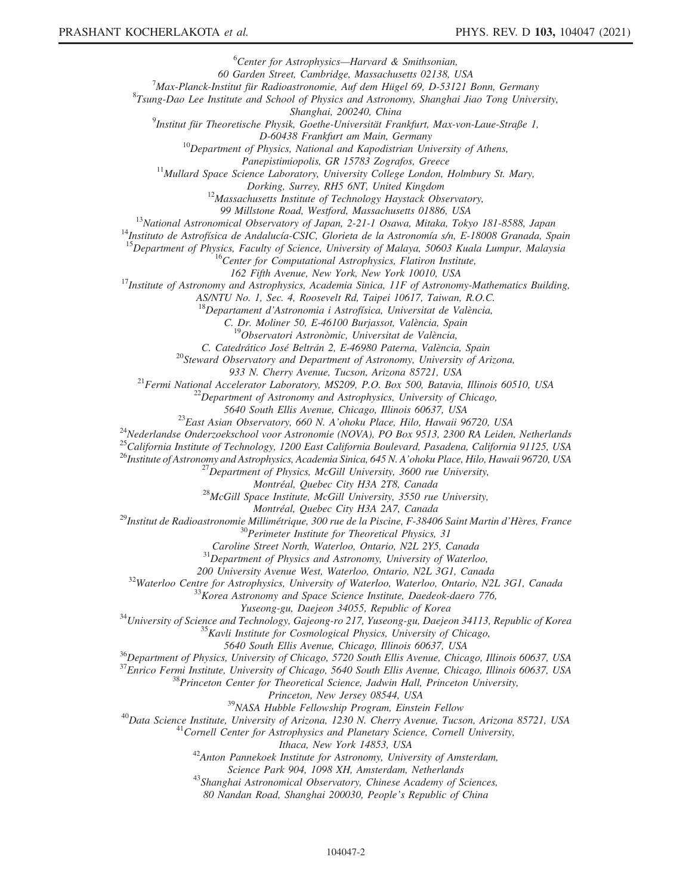[6]Center for Astrophysics—Harvard & Smithsonian, 60 Garden Street, Cambridge, Massachusetts 02138, USA

[7]Max-Planck-Institut für Radioastronomie, Auf dem Hügel 69, D-53121 Bonn, Germany

[8]Tsung-Dao Lee Institute and School of Physics and Astronomy, Shanghai Jiao Tong University, Shanghai, 200240, China

[9]Institut für Theoretische Physik, Goethe-Universität Frankfurt, Max-von-Laue-Straße 1, D-60438 Frankfurt am Main, Germany

[10]Department of Physics, National and Kapodistrian University of Athens, Panepistimiopolis, GR 15783 Zografos, Greece

[11]Mullard Space Science Laboratory, University College London, Holmbury St. Mary, Dorking, Surrey, RH5 6NT, United Kingdom

[12]Massachusetts Institute of Technology Haystack Observatory, 99 Millstone Road, Westford, Massachusetts 01886, USA

[13]National Astronomical Observatory of Japan, 2-21-1 Osawa, Mitaka, Tokyo 181-8588, Japan

[14]Instituto de Astrofísica de Andalucía-CSIC, Glorieta de la Astronomía s/n, E-18008 Granada, Spain

[15]Department of Physics, Faculty of Science, University of Malaya, 50603 Kuala Lumpur, Malaysia

[16]Center for Computational Astrophysics, Flatiron Institute, 162 Fifth Avenue, New York, New York 10010, USA

[17]Institute of Astronomy and Astrophysics, Academia Sinica, 11F of Astronomy-Mathematics Building, AS/NTU No. 1, Sec. 4, Roosevelt Rd, Taipei 10617, Taiwan, R.O.C.

[18]Departament d'Astronomia i Astrofísica, Universitat de València, C. Dr. Moliner 50, E-46100 Burjassot, València, Spain

[19]Observatori Astronòmic, Universitat de València, C. Catedrático José Beltrán 2, E-46980 Paterna, València, Spain

[20]Steward Observatory and Department of Astronomy, University of Arizona, 933 N. Cherry Avenue, Tucson, Arizona 85721, USA

[21]Fermi National Accelerator Laboratory, MS209, P.O. Box 500, Batavia, Illinois 60510, USA

[22]Department of Astronomy and Astrophysics, University of Chicago, 5640 South Ellis Avenue, Chicago, Illinois 60637, USA

[23]East Asian Observatory, 660 N. A'ohoku Place, Hilo, Hawaii 96720, USA

[24]Nederlandse Onderzoekschool voor Astronomie (NOVA), PO Box 9513, 2300 RA Leiden, Netherlands

[25]California Institute of Technology, 1200 East California Boulevard, Pasadena, California 91125, USA

[26]Institute of Astronomy and Astrophysics, Academia Sinica, 645 N. A'ohoku Place, Hilo, Hawaii 96720, USA

[27]Department of Physics, McGill University, 3600 rue University, Montréal, Quebec City H3A 2T8, Canada

[28]McGill Space Institute, McGill University, 3550 rue University, Montréal, Quebec City H3A 2A7, Canada

[29]Institut de Radioastronomie Millimétrique, 300 rue de la Piscine, F-38406 Saint Martin d'Hères, France

[30]Perimeter Institute for Theoretical Physics, 31 Caroline Street North, Waterloo, Ontario, N2L 2Y5, Canada

[31]Department of Physics and Astronomy, University of Waterloo, 200 University Avenue West, Waterloo, Ontario, N2L 3G1, Canada

[32]Waterloo Centre for Astrophysics, University of Waterloo, Waterloo, Ontario, N2L 3G1, Canada

[33]Korea Astronomy and Space Science Institute, Daedeok-daero 776, Yuseong-gu, Daejeon 34055, Republic of Korea

[34]University of Science and Technology, Gajeong-ro 217, Yuseong-gu, Daejeon 34113, Republic of Korea

[35]Kavli Institute for Cosmological Physics, University of Chicago, 5640 South Ellis Avenue, Chicago, Illinois 60637, USA

[36]Department of Physics, University of Chicago, 5720 South Ellis Avenue, Chicago, Illinois 60637, USA

[37]Enrico Fermi Institute, University of Chicago, 5640 South Ellis Avenue, Chicago, Illinois 60637, USA

[38]Princeton Center for Theoretical Science, Jadwin Hall, Princeton University, Princeton, New Jersey 08544, USA

[39]NASA Hubble Fellowship Program, Einstein Fellow

[40]Data Science Institute, University of Arizona, 1230 N. Cherry Avenue, Tucson, Arizona 85721, USA

[41]Cornell Center for Astrophysics and Planetary Science, Cornell University, Ithaca, New York 14853, USA

[42]Anton Pannekoek Institute for Astronomy, University of Amsterdam, Science Park 904, 1098 XH, Amsterdam, Netherlands

[43]Shanghai Astronomical Observatory, Chinese Academy of Sciences, 80 Nandan Road, Shanghai 200030, People's Republic of China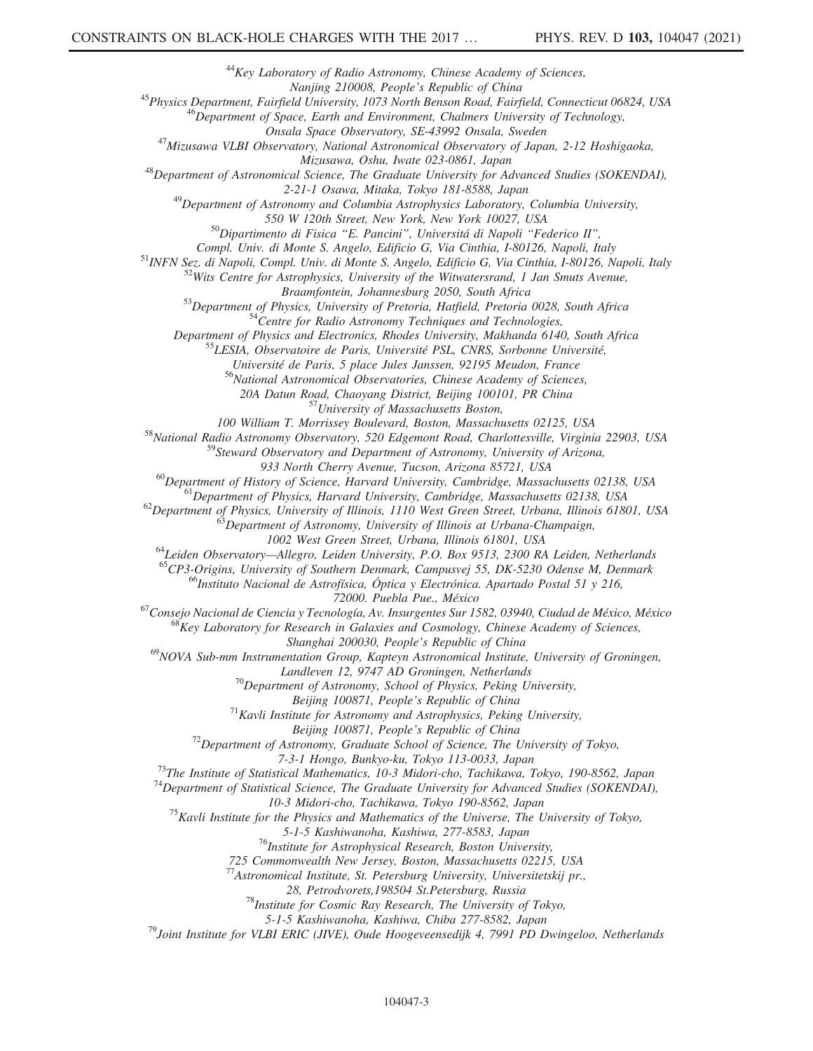[44]Key Laboratory of Radio Astronomy, Chinese Academy of Sciences, Nanjing 210008, People's Republic of China
[45]Physics Department, Fairfield University, 1073 North Benson Road, Fairfield, Connecticut 06824, USA
[46]Department of Space, Earth and Environment, Chalmers University of Technology, Onsala Space Observatory, SE-43992 Onsala, Sweden
[47]Mizusawa VLBI Observatory, National Astronomical Observatory of Japan, 2-12 Hoshigaoka, Mizusawa, Oshu, Iwate 023-0861, Japan
[48]Department of Astronomical Science, The Graduate University for Advanced Studies (SOKENDAI), 2-21-1 Osawa, Mitaka, Tokyo 181-8588, Japan
[49]Department of Astronomy and Columbia Astrophysics Laboratory, Columbia University, 550 W 120th Street, New York, New York 10027, USA
[50]Dipartimento di Fisica "E. Pancini", Universitá di Napoli "Federico II", Compl. Univ. di Monte S. Angelo, Edificio G, Via Cinthia, I-80126, Napoli, Italy
[51]INFN Sez. di Napoli, Compl. Univ. di Monte S. Angelo, Edificio G, Via Cinthia, I-80126, Napoli, Italy
[52]Wits Centre for Astrophysics, University of the Witwatersrand, 1 Jan Smuts Avenue, Braamfontein, Johannesburg 2050, South Africa
[53]Department of Physics, University of Pretoria, Hatfield, Pretoria 0028, South Africa
[54]Centre for Radio Astronomy Techniques and Technologies, Department of Physics and Electronics, Rhodes University, Makhanda 6140, South Africa
[55]LESIA, Observatoire de Paris, Université PSL, CNRS, Sorbonne Université, Université de Paris, 5 place Jules Janssen, 92195 Meudon, France
[56]National Astronomical Observatories, Chinese Academy of Sciences, 20A Datun Road, Chaoyang District, Beijing 100101, PR China
[57]University of Massachusetts Boston, 100 William T. Morrissey Boulevard, Boston, Massachusetts 02125, USA
[58]National Radio Astronomy Observatory, 520 Edgemont Road, Charlottesville, Virginia 22903, USA
[59]Steward Observatory and Department of Astronomy, University of Arizona, 933 North Cherry Avenue, Tucson, Arizona 85721, USA
[60]Department of History of Science, Harvard University, Cambridge, Massachusetts 02138, USA
[61]Department of Physics, Harvard University, Cambridge, Massachusetts 02138, USA
[62]Department of Physics, University of Illinois, 1110 West Green Street, Urbana, Illinois 61801, USA
[63]Department of Astronomy, University of Illinois at Urbana-Champaign, 1002 West Green Street, Urbana, Illinois 61801, USA
[64]Leiden Observatory—Allegro, Leiden University, P.O. Box 9513, 2300 RA Leiden, Netherlands
[65]CP3-Origins, University of Southern Denmark, Campusvej 55, DK-5230 Odense M, Denmark
[66]Instituto Nacional de Astrofísica, Óptica y Electrónica. Apartado Postal 51 y 216, 72000. Puebla Pue., México
[67]Consejo Nacional de Ciencia y Tecnología, Av. Insurgentes Sur 1582, 03940, Ciudad de México, México
[68]Key Laboratory for Research in Galaxies and Cosmology, Chinese Academy of Sciences, Shanghai 200030, People's Republic of China
[69]NOVA Sub-mm Instrumentation Group, Kapteyn Astronomical Institute, University of Groningen, Landleven 12, 9747 AD Groningen, Netherlands
[70]Department of Astronomy, School of Physics, Peking University, Beijing 100871, People's Republic of China
[71]Kavli Institute for Astronomy and Astrophysics, Peking University, Beijing 100871, People's Republic of China
[72]Department of Astronomy, Graduate School of Science, The University of Tokyo, 7-3-1 Hongo, Bunkyo-ku, Tokyo 113-0033, Japan
[73]The Institute of Statistical Mathematics, 10-3 Midori-cho, Tachikawa, Tokyo, 190-8562, Japan
[74]Department of Statistical Science, The Graduate University for Advanced Studies (SOKENDAI), 10-3 Midori-cho, Tachikawa, Tokyo 190-8562, Japan
[75]Kavli Institute for the Physics and Mathematics of the Universe, The University of Tokyo, 5-1-5 Kashiwanoha, Kashiwa, 277-8583, Japan
[76]Institute for Astrophysical Research, Boston University, 725 Commonwealth New Jersey, Boston, Massachusetts 02215, USA
[77]Astronomical Institute, St. Petersburg University, Universitetskij pr., 28, Petrodvorets,198504 St.Petersburg, Russia
[78]Institute for Cosmic Ray Research, The University of Tokyo, 5-1-5 Kashiwanoha, Kashiwa, Chiba 277-8582, Japan
[79]Joint Institute for VLBI ERIC (JIVE), Oude Hoogeveensedijk 4, 7991 PD Dwingeloo, Netherlands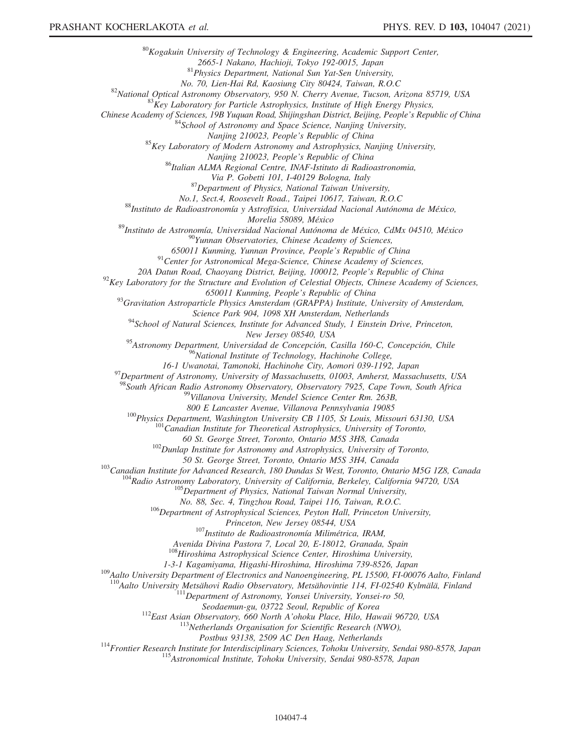[80]*Kogakuin University of Technology & Engineering, Academic Support Center, 2665-1 Nakano, Hachioji, Tokyo 192-0015, Japan*
[81]*Physics Department, National Sun Yat-Sen University, No. 70, Lien-Hai Rd, Kaosiung City 80424, Taiwan, R.O.C*
[82]*National Optical Astronomy Observatory, 950 N. Cherry Avenue, Tucson, Arizona 85719, USA*
[83]*Key Laboratory for Particle Astrophysics, Institute of High Energy Physics, Chinese Academy of Sciences, 19B Yuquan Road, Shijingshan District, Beijing, People's Republic of China*
[84]*School of Astronomy and Space Science, Nanjing University, Nanjing 210023, People's Republic of China*
[85]*Key Laboratory of Modern Astronomy and Astrophysics, Nanjing University, Nanjing 210023, People's Republic of China*
[86]*Italian ALMA Regional Centre, INAF-Istituto di Radioastronomia, Via P. Gobetti 101, I-40129 Bologna, Italy*
[87]*Department of Physics, National Taiwan University, No.1, Sect.4, Roosevelt Road., Taipei 10617, Taiwan, R.O.C*
[88]*Instituto de Radioastronomía y Astrofísica, Universidad Nacional Autónoma de México, Morelia 58089, México*
[89]*Instituto de Astronomía, Universidad Nacional Autónoma de México, CdMx 04510, México*
[90]*Yunnan Observatories, Chinese Academy of Sciences, 650011 Kunming, Yunnan Province, People's Republic of China*
[91]*Center for Astronomical Mega-Science, Chinese Academy of Sciences, 20A Datun Road, Chaoyang District, Beijing, 100012, People's Republic of China*
[92]*Key Laboratory for the Structure and Evolution of Celestial Objects, Chinese Academy of Sciences, 650011 Kunming, People's Republic of China*
[93]*Gravitation Astroparticle Physics Amsterdam (GRAPPA) Institute, University of Amsterdam, Science Park 904, 1098 XH Amsterdam, Netherlands*
[94]*School of Natural Sciences, Institute for Advanced Study, 1 Einstein Drive, Princeton, New Jersey 08540, USA*
[95]*Astronomy Department, Universidad de Concepción, Casilla 160-C, Concepción, Chile*
[96]*National Institute of Technology, Hachinohe College, 16-1 Uwanotai, Tamonoki, Hachinohe City, Aomori 039-1192, Japan*
[97]*Department of Astronomy, University of Massachusetts, 01003, Amherst, Massachusetts, USA*
[98]*South African Radio Astronomy Observatory, Observatory 7925, Cape Town, South Africa*
[99]*Villanova University, Mendel Science Center Rm. 263B, 800 E Lancaster Avenue, Villanova Pennsylvania 19085*
[100]*Physics Department, Washington University CB 1105, St Louis, Missouri 63130, USA*
[101]*Canadian Institute for Theoretical Astrophysics, University of Toronto, 60 St. George Street, Toronto, Ontario M5S 3H8, Canada*
[102]*Dunlap Institute for Astronomy and Astrophysics, University of Toronto, 50 St. George Street, Toronto, Ontario M5S 3H4, Canada*
[103]*Canadian Institute for Advanced Research, 180 Dundas St West, Toronto, Ontario M5G 1Z8, Canada*
[104]*Radio Astronomy Laboratory, University of California, Berkeley, California 94720, USA*
[105]*Department of Physics, National Taiwan Normal University, No. 88, Sec. 4, Tingzhou Road, Taipei 116, Taiwan, R.O.C.*
[106]*Department of Astrophysical Sciences, Peyton Hall, Princeton University, Princeton, New Jersey 08544, USA*
[107]*Instituto de Radioastronomía Milimétrica, IRAM, Avenida Divina Pastora 7, Local 20, E-18012, Granada, Spain*
[108]*Hiroshima Astrophysical Science Center, Hiroshima University, 1-3-1 Kagamiyama, Higashi-Hiroshima, Hiroshima 739-8526, Japan*
[109]*Aalto University Department of Electronics and Nanoengineering, PL 15500, FI-00076 Aalto, Finland*
[110]*Aalto University Metsähovi Radio Observatory, Metsähovintie 114, FI-02540 Kylmälä, Finland*
[111]*Department of Astronomy, Yonsei University, Yonsei-ro 50, Seodaemun-gu, 03722 Seoul, Republic of Korea*
[112]*East Asian Observatory, 660 North A'ohoku Place, Hilo, Hawaii 96720, USA*
[113]*Netherlands Organisation for Scientific Research (NWO), Postbus 93138, 2509 AC Den Haag, Netherlands*
[114]*Frontier Research Institute for Interdisciplinary Sciences, Tohoku University, Sendai 980-8578, Japan*
[115]*Astronomical Institute, Tohoku University, Sendai 980-8578, Japan*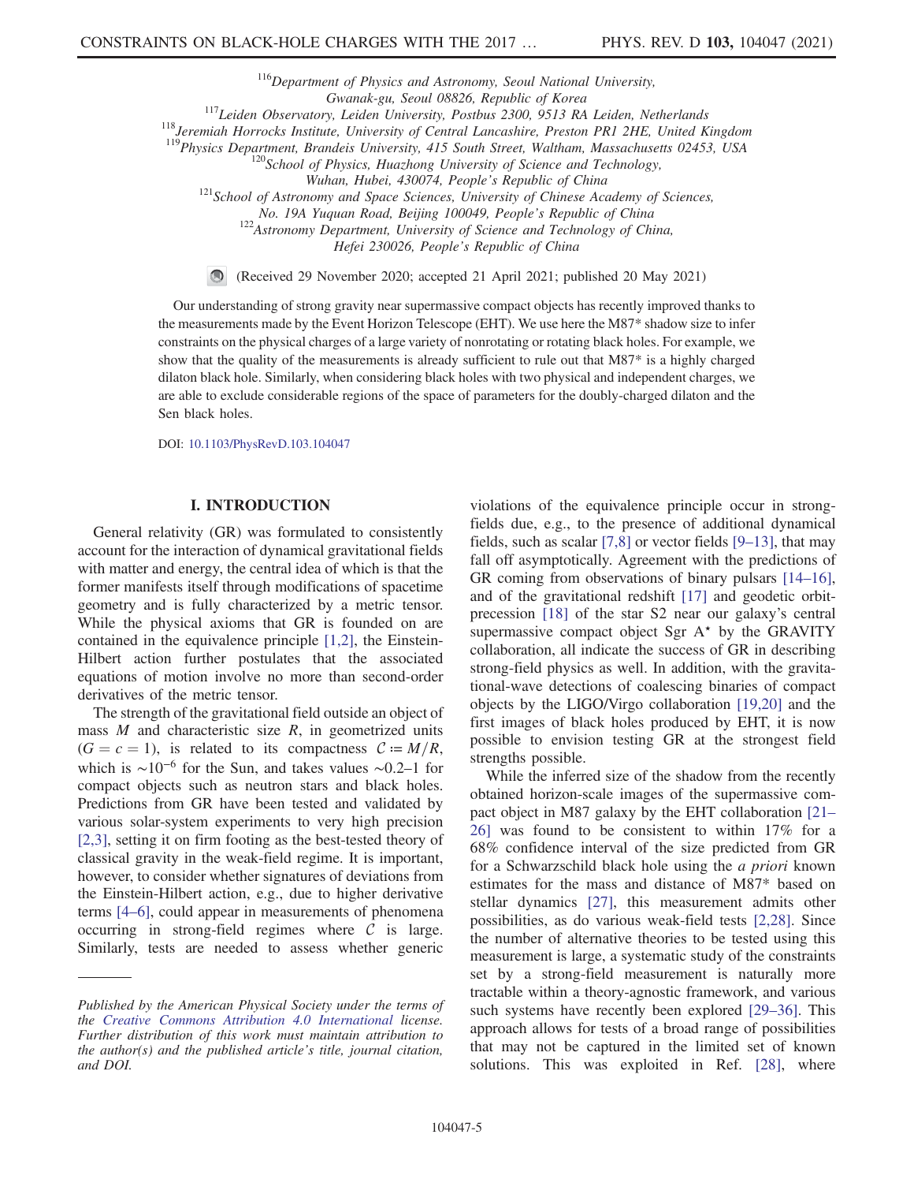[116]Department of Physics and Astronomy, Seoul National University, Gwanak-gu, Seoul 08826, Republic of Korea
[117]Leiden Observatory, Leiden University, Postbus 2300, 9513 RA Leiden, Netherlands
[118]Jeremiah Horrocks Institute, University of Central Lancashire, Preston PR1 2HE, United Kingdom
[119]Physics Department, Brandeis University, 415 South Street, Waltham, Massachusetts 02453, USA
[120]School of Physics, Huazhong University of Science and Technology, Wuhan, Hubei, 430074, People's Republic of China
[121]School of Astronomy and Space Sciences, University of Chinese Academy of Sciences, No. 19A Yuquan Road, Beijing 100049, People's Republic of China
[122]Astronomy Department, University of Science and Technology of China, Hefei 230026, People's Republic of China

(Received 29 November 2020; accepted 21 April 2021; published 20 May 2021)

Our understanding of strong gravity near supermassive compact objects has recently improved thanks to the measurements made by the Event Horizon Telescope (EHT). We use here the M87* shadow size to infer constraints on the physical charges of a large variety of nonrotating or rotating black holes. For example, we show that the quality of the measurements is already sufficient to rule out that M87* is a highly charged dilaton black hole. Similarly, when considering black holes with two physical and independent charges, we are able to exclude considerable regions of the space of parameters for the doubly-charged dilaton and the Sen black holes.

DOI: 10.1103/PhysRevD.103.104047

## I. INTRODUCTION

General relativity (GR) was formulated to consistently account for the interaction of dynamical gravitational fields with matter and energy, the central idea of which is that the former manifests itself through modifications of spacetime geometry and is fully characterized by a metric tensor. While the physical axioms that GR is founded on are contained in the equivalence principle [1,2], the Einstein-Hilbert action further postulates that the associated equations of motion involve no more than second-order derivatives of the metric tensor.

The strength of the gravitational field outside an object of mass $M$ and characteristic size $R$, in geometrized units ($G = c = 1$), is related to its compactness $\mathcal{C} := M/R$, which is $\sim 10^{-6}$ for the Sun, and takes values $\sim 0.2$–$1$ for compact objects such as neutron stars and black holes. Predictions from GR have been tested and validated by various solar-system experiments to very high precision [2,3], setting it on firm footing as the best-tested theory of classical gravity in the weak-field regime. It is important, however, to consider whether signatures of deviations from the Einstein-Hilbert action, e.g., due to higher derivative terms [4–6], could appear in measurements of phenomena occurring in strong-field regimes where $\mathcal{C}$ is large. Similarly, tests are needed to assess whether generic violations of the equivalence principle occur in strong-fields due, e.g., to the presence of additional dynamical fields, such as scalar [7,8] or vector fields [9–13], that may fall off asymptotically. Agreement with the predictions of GR coming from observations of binary pulsars [14–16], and of the gravitational redshift [17] and geodetic orbit-precession [18] of the star S2 near our galaxy's central supermassive compact object Sgr A* by the GRAVITY collaboration, all indicate the success of GR in describing strong-field physics as well. In addition, with the gravitational-wave detections of coalescing binaries of compact objects by the LIGO/Virgo collaboration [19,20] and the first images of black holes produced by EHT, it is now possible to envision testing GR at the strongest field strengths possible.

While the inferred size of the shadow from the recently obtained horizon-scale images of the supermassive compact object in M87 galaxy by the EHT collaboration [21–26] was found to be consistent to within 17% for a 68% confidence interval of the size predicted from GR for a Schwarzschild black hole using the *a priori* known estimates for the mass and distance of M87* based on stellar dynamics [27], this measurement admits other possibilities, as do various weak-field tests [2,28]. Since the number of alternative theories to be tested using this measurement is large, a systematic study of the constraints set by a strong-field measurement is naturally more tractable within a theory-agnostic framework, and various such systems have recently been explored [29–36]. This approach allows for tests of a broad range of possibilities that may not be captured in the limited set of known solutions. This was exploited in Ref. [28], where

*Published by the American Physical Society under the terms of the Creative Commons Attribution 4.0 International license. Further distribution of this work must maintain attribution to the author(s) and the published article's title, journal citation, and DOI.*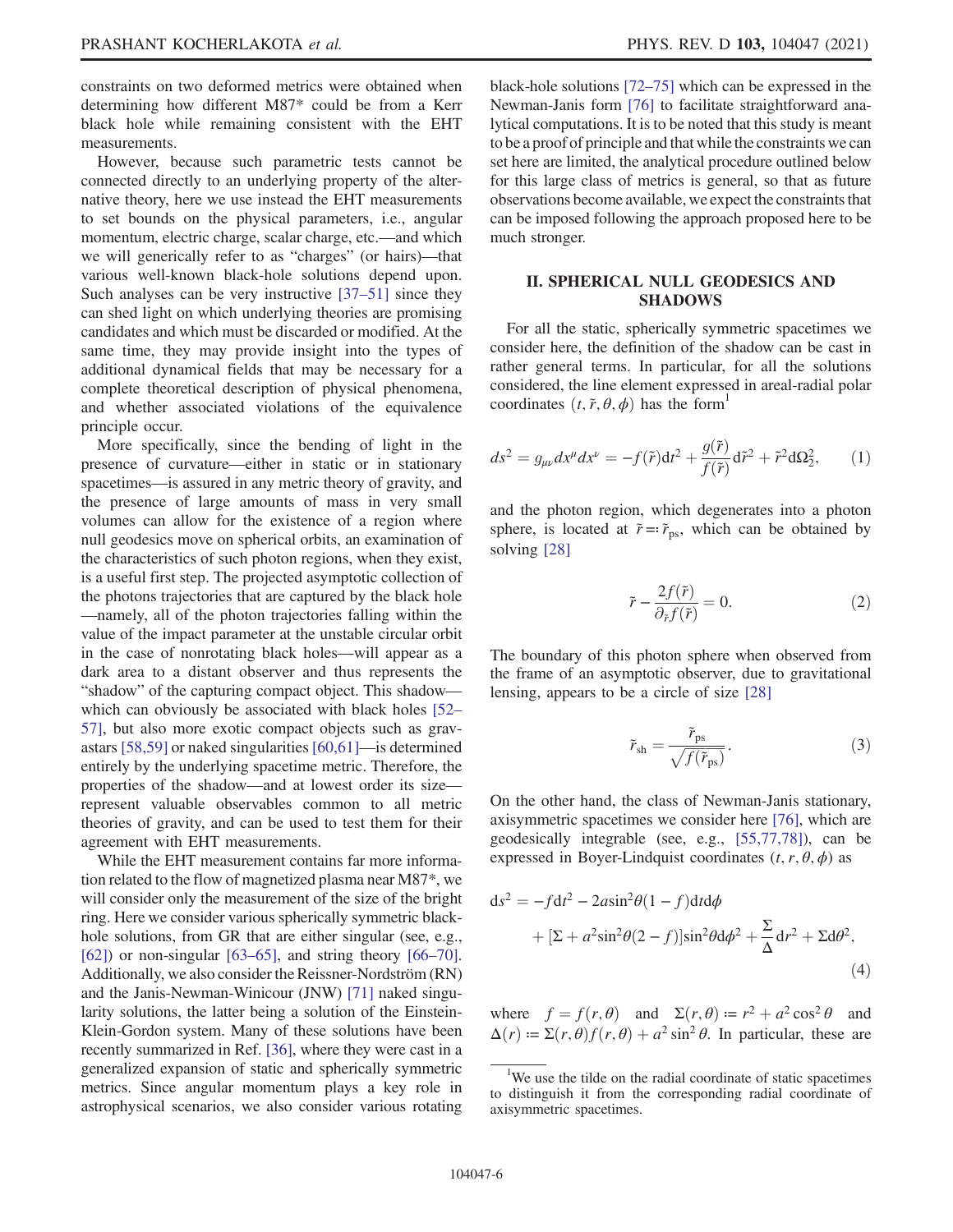constraints on two deformed metrics were obtained when determining how different M87* could be from a Kerr black hole while remaining consistent with the EHT measurements.

However, because such parametric tests cannot be connected directly to an underlying property of the alternative theory, here we use instead the EHT measurements to set bounds on the physical parameters, i.e., angular momentum, electric charge, scalar charge, etc.—and which we will generically refer to as "charges" (or hairs)—that various well-known black-hole solutions depend upon. Such analyses can be very instructive [37–51] since they can shed light on which underlying theories are promising candidates and which must be discarded or modified. At the same time, they may provide insight into the types of additional dynamical fields that may be necessary for a complete theoretical description of physical phenomena, and whether associated violations of the equivalence principle occur.

More specifically, since the bending of light in the presence of curvature—either in static or in stationary spacetimes—is assured in any metric theory of gravity, and the presence of large amounts of mass in very small volumes can allow for the existence of a region where null geodesics move on spherical orbits, an examination of the characteristics of such photon regions, when they exist, is a useful first step. The projected asymptotic collection of the photons trajectories that are captured by the black hole—namely, all of the photon trajectories falling within the value of the impact parameter at the unstable circular orbit in the case of nonrotating black holes—will appear as a dark area to a distant observer and thus represents the "shadow" of the capturing compact object. This shadow—which can obviously be associated with black holes [52–57], but also more exotic compact objects such as gravastars [58,59] or naked singularities [60,61]—is determined entirely by the underlying spacetime metric. Therefore, the properties of the shadow—and at lowest order its size—represent valuable observables common to all metric theories of gravity, and can be used to test them for their agreement with EHT measurements.

While the EHT measurement contains far more information related to the flow of magnetized plasma near M87*, we will consider only the measurement of the size of the bright ring. Here we consider various spherically symmetric black-hole solutions, from GR that are either singular (see, e.g., [62]) or non-singular [63–65], and string theory [66–70]. Additionally, we also consider the Reissner-Nordström (RN) and the Janis-Newman-Winicour (JNW) [71] naked singularity solutions, the latter being a solution of the Einstein-Klein-Gordon system. Many of these solutions have been recently summarized in Ref. [36], where they were cast in a generalized expansion of static and spherically symmetric metrics. Since angular momentum plays a key role in astrophysical scenarios, we also consider various rotating black-hole solutions [72–75] which can be expressed in the Newman-Janis form [76] to facilitate straightforward analytical computations. It is to be noted that this study is meant to be a proof of principle and that while the constraints we can set here are limited, the analytical procedure outlined below for this large class of metrics is general, so that as future observations become available, we expect the constraints that can be imposed following the approach proposed here to be much stronger.

## II. SPHERICAL NULL GEODESICS AND SHADOWS

For all the static, spherically symmetric spacetimes we consider here, the definition of the shadow can be cast in rather general terms. In particular, for all the solutions considered, the line element expressed in areal-radial polar coordinates $(t, \tilde{r}, \theta, \phi)$ has the form[1]

$$ds^2 = g_{\mu\nu} dx^\mu dx^\nu = -f(\tilde{r}) dt^2 + \frac{g(\tilde{r})}{f(\tilde{r})} d\tilde{r}^2 + \tilde{r}^2 d\Omega_2^2, \qquad (1)$$

and the photon region, which degenerates into a photon sphere, is located at $\tilde{r} =: \tilde{r}_{\rm ps}$, which can be obtained by solving [28]

$$\tilde{r} - \frac{2f(\tilde{r})}{\partial_{\tilde{r}} f(\tilde{r})} = 0. \qquad (2)$$

The boundary of this photon sphere when observed from the frame of an asymptotic observer, due to gravitational lensing, appears to be a circle of size [28]

$$\tilde{r}_{\rm sh} = \frac{\tilde{r}_{\rm ps}}{\sqrt{f(\tilde{r}_{\rm ps})}}. \qquad (3)$$

On the other hand, the class of Newman-Janis stationary, axisymmetric spacetimes we consider here [76], which are geodesically integrable (see, e.g., [55,77,78]), can be expressed in Boyer-Lindquist coordinates $(t, r, \theta, \phi)$ as

$$\begin{aligned} ds^2 = &-f dt^2 - 2a\sin^2\theta(1-f) dt d\phi \\ &+ [\Sigma + a^2 \sin^2\theta(2-f)] \sin^2\theta d\phi^2 + \frac{\Sigma}{\Delta} dr^2 + \Sigma d\theta^2, \end{aligned} \qquad (4)$$

where $f = f(r, \theta)$ and $\Sigma(r, \theta) := r^2 + a^2 \cos^2\theta$ and $\Delta(r) := \Sigma(r, \theta) f(r, \theta) + a^2 \sin^2\theta$. In particular, these are

[1] We use the tilde on the radial coordinate of static spacetimes to distinguish it from the corresponding radial coordinate of axisymmetric spacetimes.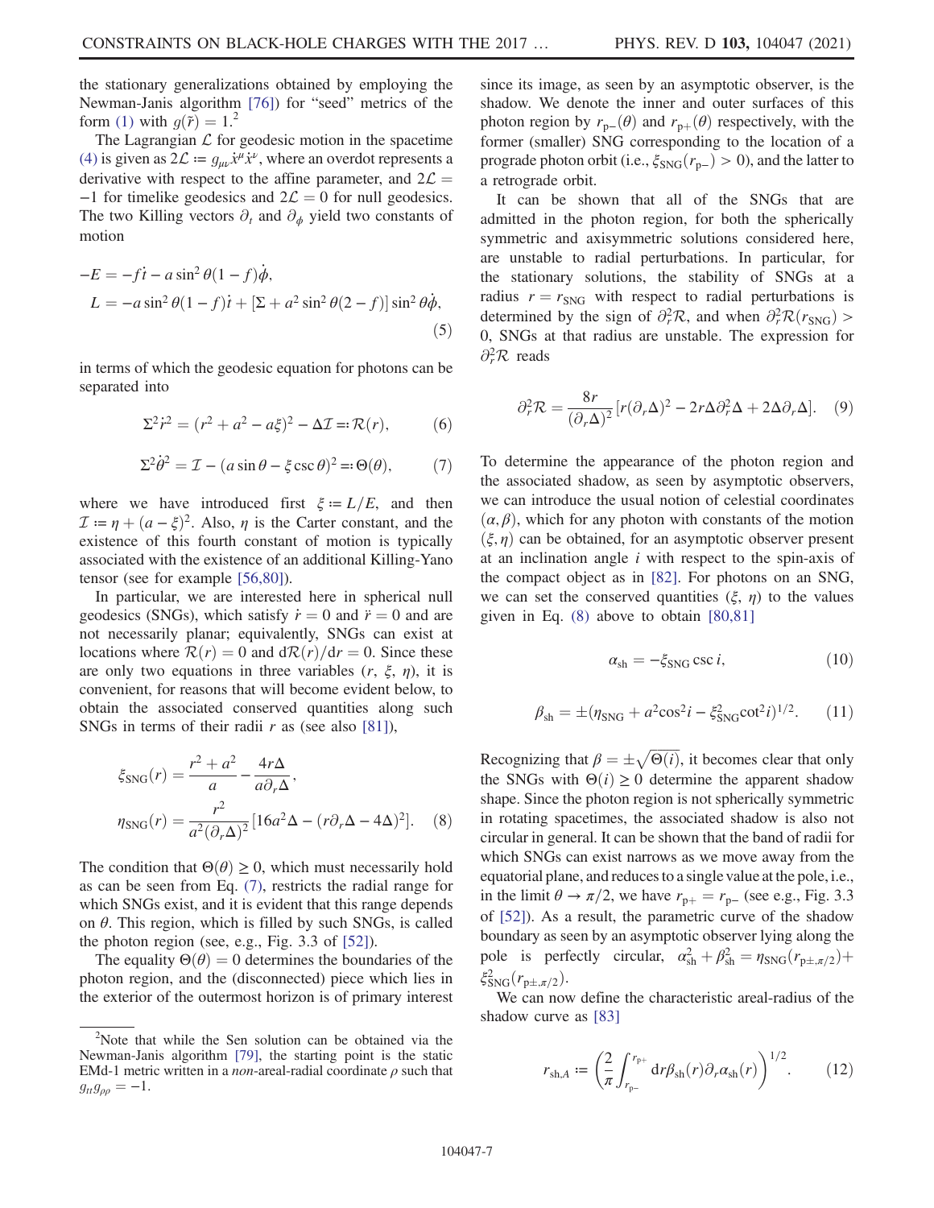the stationary generalizations obtained by employing the Newman-Janis algorithm [76]) for "seed" metrics of the form (1) with $g(\tilde{r}) = 1$.[2]

The Lagrangian $\mathcal{L}$ for geodesic motion in the spacetime (4) is given as $2\mathcal{L} \coloneqq g_{\mu\nu}\dot{x}^\mu \dot{x}^\nu$, where an overdot represents a derivative with respect to the affine parameter, and $2\mathcal{L} = -1$ for timelike geodesics and $2\mathcal{L} = 0$ for null geodesics. The two Killing vectors $\partial_t$ and $\partial_\phi$ yield two constants of motion

$$
\begin{aligned}
-E &= -f\dot{t} - a\sin^2\theta(1-f)\dot{\phi}, \\
L &= -a\sin^2\theta(1-f)\dot{t} + [\Sigma + a^2\sin^2\theta(2-f)]\sin^2\theta\dot{\phi},
\end{aligned}
\tag{5}
$$

in terms of which the geodesic equation for photons can be separated into

$$
\Sigma^2\dot{r}^2 = (r^2 + a^2 - a\xi)^2 - \Delta\mathcal{I} \eqqcolon \mathcal{R}(r), \tag{6}
$$

$$
\Sigma^2\dot{\theta}^2 = \mathcal{I} - (a\sin\theta - \xi\csc\theta)^2 \eqqcolon \Theta(\theta), \tag{7}
$$

where we have introduced first $\xi \coloneqq L/E$, and then $\mathcal{I} \coloneqq \eta + (a-\xi)^2$. Also, $\eta$ is the Carter constant, and the existence of this fourth constant of motion is typically associated with the existence of an additional Killing-Yano tensor (see for example [56,80]).

In particular, we are interested here in spherical null geodesics (SNGs), which satisfy $\dot{r} = 0$ and $\ddot{r} = 0$ and are not necessarily planar; equivalently, SNGs can exist at locations where $\mathcal{R}(r) = 0$ and $\mathrm{d}\mathcal{R}(r)/\mathrm{d}r = 0$. Since these are only two equations in three variables $(r, \xi, \eta)$, it is convenient, for reasons that will become evident below, to obtain the associated conserved quantities along such SNGs in terms of their radii $r$ as (see also [81]),

$$
\begin{aligned}
\xi_{\mathrm{SNG}}(r) &= \frac{r^2 + a^2}{a} - \frac{4r\Delta}{a\partial_r\Delta}, \\
\eta_{\mathrm{SNG}}(r) &= \frac{r^2}{a^2(\partial_r\Delta)^2}[16a^2\Delta - (r\partial_r\Delta - 4\Delta)^2].
\end{aligned}
\tag{8}
$$

The condition that $\Theta(\theta) \geq 0$, which must necessarily hold as can be seen from Eq. (7), restricts the radial range for which SNGs exist, and it is evident that this range depends on $\theta$. This region, which is filled by such SNGs, is called the photon region (see, e.g., Fig. 3.3 of [52]).

The equality $\Theta(\theta) = 0$ determines the boundaries of the photon region, and the (disconnected) piece which lies in the exterior of the outermost horizon is of primary interest since its image, as seen by an asymptotic observer, is the shadow. We denote the inner and outer surfaces of this photon region by $r_{\mathrm{p-}}(\theta)$ and $r_{\mathrm{p+}}(\theta)$ respectively, with the former (smaller) SNG corresponding to the location of a prograde photon orbit (i.e., $\xi_{\mathrm{SNG}}(r_{\mathrm{p-}}) > 0$), and the latter to a retrograde orbit.

It can be shown that all of the SNGs that are admitted in the photon region, for both the spherically symmetric and axisymmetric solutions considered here, are unstable to radial perturbations. In particular, for the stationary solutions, the stability of SNGs at a radius $r = r_{\mathrm{SNG}}$ with respect to radial perturbations is determined by the sign of $\partial_r^2\mathcal{R}$, and when $\partial_r^2\mathcal{R}(r_{\mathrm{SNG}}) > 0$, SNGs at that radius are unstable. The expression for $\partial_r^2\mathcal{R}$ reads

$$
\partial_r^2\mathcal{R} = \frac{8r}{(\partial_r\Delta)^2}[r(\partial_r\Delta)^2 - 2r\Delta\partial_r^2\Delta + 2\Delta\partial_r\Delta]. \tag{9}
$$

To determine the appearance of the photon region and the associated shadow, as seen by asymptotic observers, we can introduce the usual notion of celestial coordinates $(\alpha, \beta)$, which for any photon with constants of the motion $(\xi, \eta)$ can be obtained, for an asymptotic observer present at an inclination angle $i$ with respect to the spin-axis of the compact object as in [82]. For photons on an SNG, we can set the conserved quantities ($\xi$, $\eta$) to the values given in Eq. (8) above to obtain [80,81]

$$
\alpha_{\mathrm{sh}} = -\xi_{\mathrm{SNG}}\csc i, \tag{10}
$$

$$
\beta_{\mathrm{sh}} = \pm(\eta_{\mathrm{SNG}} + a^2\cos^2 i - \xi_{\mathrm{SNG}}^2\cot^2 i)^{1/2}. \tag{11}
$$

Recognizing that $\beta = \pm\sqrt{\Theta(i)}$, it becomes clear that only the SNGs with $\Theta(i) \geq 0$ determine the apparent shadow shape. Since the photon region is not spherically symmetric in rotating spacetimes, the associated shadow is also not circular in general. It can be shown that the band of radii for which SNGs can exist narrows as we move away from the equatorial plane, and reduces to a single value at the pole, i.e., in the limit $\theta \to \pi/2$, we have $r_{\mathrm{p+}} = r_{\mathrm{p-}}$ (see e.g., Fig. 3.3 of [52]). As a result, the parametric curve of the shadow boundary as seen by an asymptotic observer lying along the pole is perfectly circular, $\alpha_{\mathrm{sh}}^2 + \beta_{\mathrm{sh}}^2 = \eta_{\mathrm{SNG}}(r_{\mathrm{p\pm},\pi/2}) + \xi_{\mathrm{SNG}}^2(r_{\mathrm{p\pm},\pi/2})$.

We can now define the characteristic areal-radius of the shadow curve as [83]

$$
r_{\mathrm{sh},A} \coloneqq \left(\frac{2}{\pi}\int_{r_{\mathrm{p-}}}^{r_{\mathrm{p+}}} \mathrm{d}r\,\beta_{\mathrm{sh}}(r)\partial_r\alpha_{\mathrm{sh}}(r)\right)^{1/2}. \tag{12}
$$

[2] Note that while the Sen solution can be obtained via the Newman-Janis algorithm [79], the starting point is the static EMd-1 metric written in a *non*-areal-radial coordinate $\rho$ such that $g_{tt}g_{\rho\rho} = -1$.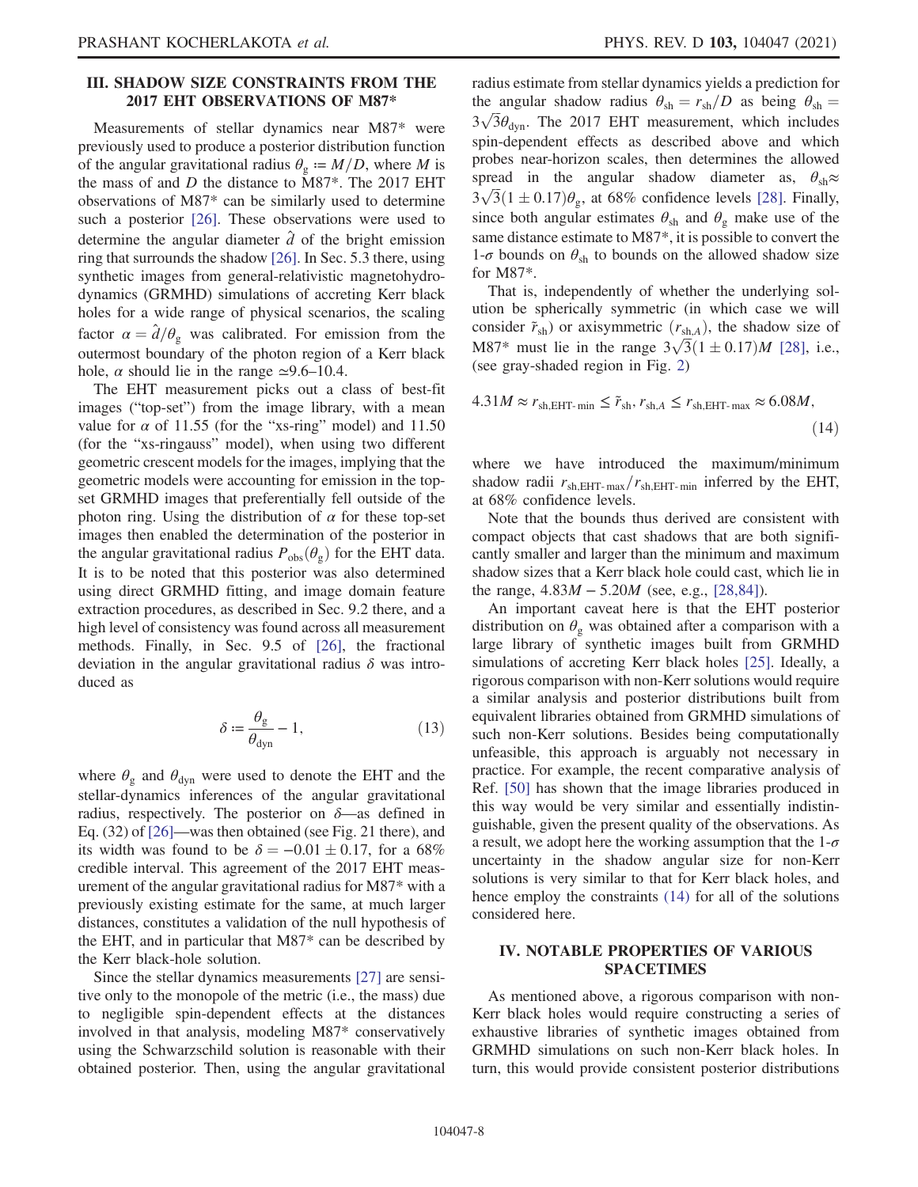## III. SHADOW SIZE CONSTRAINTS FROM THE 2017 EHT OBSERVATIONS OF M87*

Measurements of stellar dynamics near M87* were previously used to produce a posterior distribution function of the angular gravitational radius $\theta_g := M/D$, where $M$ is the mass of and $D$ the distance to M87*. The 2017 EHT observations of M87* can be similarly used to determine such a posterior [26]. These observations were used to determine the angular diameter $\hat{d}$ of the bright emission ring that surrounds the shadow [26]. In Sec. 5.3 there, using synthetic images from general-relativistic magnetohydrodynamics (GRMHD) simulations of accreting Kerr black holes for a wide range of physical scenarios, the scaling factor $\alpha = \hat{d}/\theta_g$ was calibrated. For emission from the outermost boundary of the photon region of a Kerr black hole, $\alpha$ should lie in the range $\simeq$9.6–10.4.

The EHT measurement picks out a class of best-fit images ("top-set") from the image library, with a mean value for $\alpha$ of 11.55 (for the "xs-ring" model) and 11.50 (for the "xs-ringauss" model), when using two different geometric crescent models for the images, implying that the geometric models were accounting for emission in the top-set GRMHD images that preferentially fell outside of the photon ring. Using the distribution of $\alpha$ for these top-set images then enabled the determination of the posterior in the angular gravitational radius $P_{\mathrm{obs}}(\theta_g)$ for the EHT data. It is to be noted that this posterior was also determined using direct GRMHD fitting, and image domain feature extraction procedures, as described in Sec. 9.2 there, and a high level of consistency was found across all measurement methods. Finally, in Sec. 9.5 of [26], the fractional deviation in the angular gravitational radius $\delta$ was introduced as

$$\delta := \frac{\theta_g}{\theta_{\mathrm{dyn}}} - 1, \tag{13}$$

where $\theta_g$ and $\theta_{\mathrm{dyn}}$ were used to denote the EHT and the stellar-dynamics inferences of the angular gravitational radius, respectively. The posterior on $\delta$—as defined in Eq. (32) of [26]—was then obtained (see Fig. 21 there), and its width was found to be $\delta = -0.01 \pm 0.17$, for a 68% credible interval. This agreement of the 2017 EHT measurement of the angular gravitational radius for M87* with a previously existing estimate for the same, at much larger distances, constitutes a validation of the null hypothesis of the EHT, and in particular that M87* can be described by the Kerr black-hole solution.

Since the stellar dynamics measurements [27] are sensitive only to the monopole of the metric (i.e., the mass) due to negligible spin-dependent effects at the distances involved in that analysis, modeling M87* conservatively using the Schwarzschild solution is reasonable with their obtained posterior. Then, using the angular gravitational radius estimate from stellar dynamics yields a prediction for the angular shadow radius $\theta_{\mathrm{sh}} = r_{\mathrm{sh}}/D$ as being $\theta_{\mathrm{sh}} = 3\sqrt{3}\theta_{\mathrm{dyn}}$. The 2017 EHT measurement, which includes spin-dependent effects as described above and which probes near-horizon scales, then determines the allowed spread in the angular shadow diameter as, $\theta_{\mathrm{sh}} \approx 3\sqrt{3}(1 \pm 0.17)\theta_g$, at 68% confidence levels [28]. Finally, since both angular estimates $\theta_{\mathrm{sh}}$ and $\theta_g$ make use of the same distance estimate to M87*, it is possible to convert the 1-$\sigma$ bounds on $\theta_{\mathrm{sh}}$ to bounds on the allowed shadow size for M87*.

That is, independently of whether the underlying solution be spherically symmetric (in which case we will consider $\tilde{r}_{\mathrm{sh}}$) or axisymmetric ($r_{\mathrm{sh},A}$), the shadow size of M87* must lie in the range $3\sqrt{3}(1 \pm 0.17)M$ [28], i.e., (see gray-shaded region in Fig. 2)

$$4.31M \approx r_{\mathrm{sh,EHT\text{-}min}} \leq \tilde{r}_{\mathrm{sh}}, r_{\mathrm{sh},A} \leq r_{\mathrm{sh,EHT\text{-}max}} \approx 6.08M, \tag{14}$$

where we have introduced the maximum/minimum shadow radii $r_{\mathrm{sh,EHT\text{-}max}}/r_{\mathrm{sh,EHT\text{-}min}}$ inferred by the EHT, at 68% confidence levels.

Note that the bounds thus derived are consistent with compact objects that cast shadows that are both significantly smaller and larger than the minimum and maximum shadow sizes that a Kerr black hole could cast, which lie in the range, $4.83M - 5.20M$ (see, e.g., [28,84]).

An important caveat here is that the EHT posterior distribution on $\theta_g$ was obtained after a comparison with a large library of synthetic images built from GRMHD simulations of accreting Kerr black holes [25]. Ideally, a rigorous comparison with non-Kerr solutions would require a similar analysis and posterior distributions built from equivalent libraries obtained from GRMHD simulations of such non-Kerr solutions. Besides being computationally unfeasible, this approach is arguably not necessary in practice. For example, the recent comparative analysis of Ref. [50] has shown that the image libraries produced in this way would be very similar and essentially indistinguishable, given the present quality of the observations. As a result, we adopt here the working assumption that the 1-$\sigma$ uncertainty in the shadow angular size for non-Kerr solutions is very similar to that for Kerr black holes, and hence employ the constraints (14) for all of the solutions considered here.

## IV. NOTABLE PROPERTIES OF VARIOUS SPACETIMES

As mentioned above, a rigorous comparison with non-Kerr black holes would require constructing a series of exhaustive libraries of synthetic images obtained from GRMHD simulations on such non-Kerr black holes. In turn, this would provide consistent posterior distributions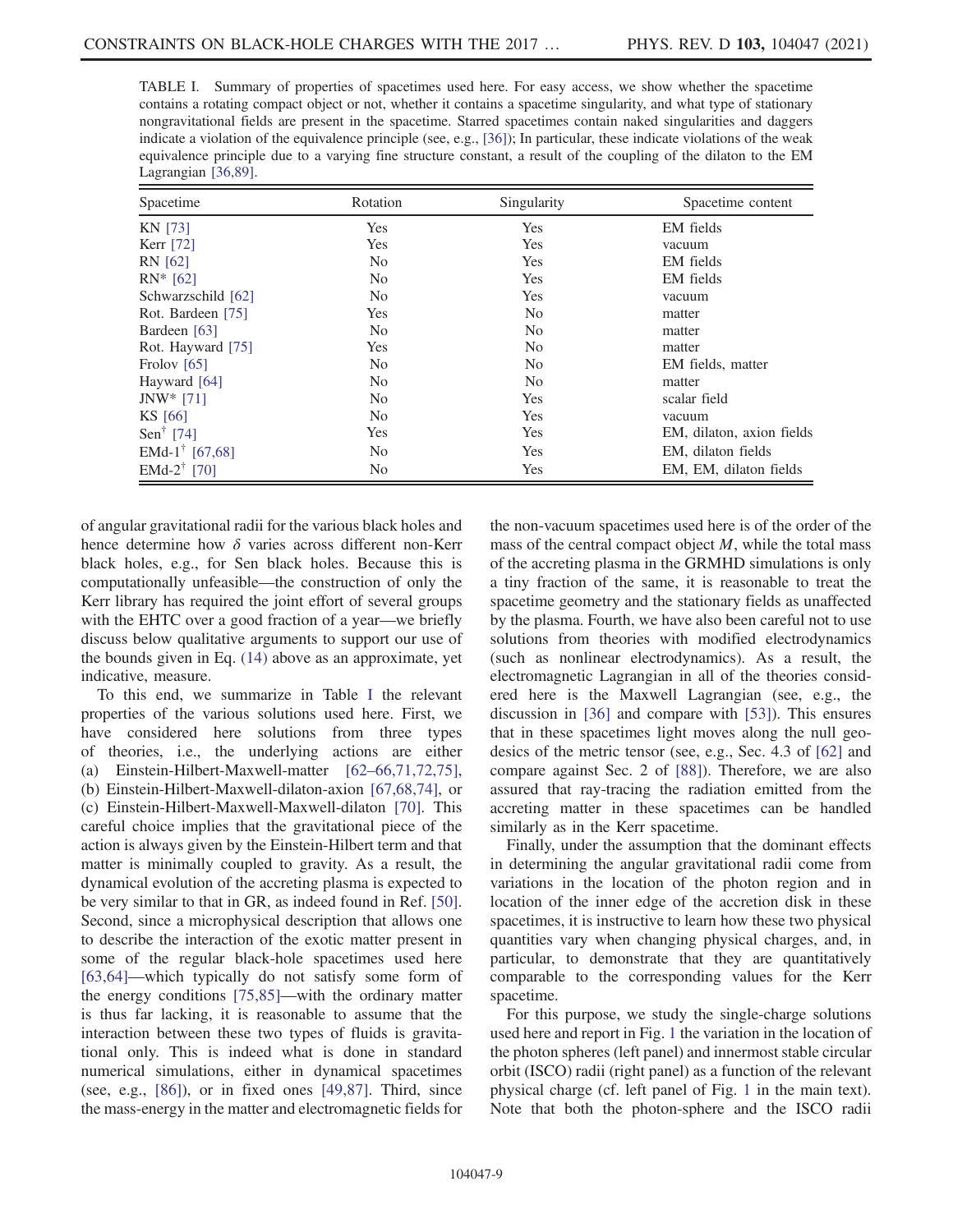TABLE I. Summary of properties of spacetimes used here. For easy access, we show whether the spacetime contains a rotating compact object or not, whether it contains a spacetime singularity, and what type of stationary nongravitational fields are present in the spacetime. Starred spacetimes contain naked singularities and daggers indicate a violation of the equivalence principle (see, e.g., [36]); In particular, these indicate violations of the weak equivalence principle due to a varying fine structure constant, a result of the coupling of the dilaton to the EM Lagrangian [36,89].

| Spacetime | Rotation | Singularity | Spacetime content |
|---|---|---|---|
| KN [73] | Yes | Yes | EM fields |
| Kerr [72] | Yes | Yes | vacuum |
| RN [62] | No | Yes | EM fields |
| RN* [62] | No | Yes | EM fields |
| Schwarzschild [62] | No | Yes | vacuum |
| Rot. Bardeen [75] | Yes | No | matter |
| Bardeen [63] | No | No | matter |
| Rot. Hayward [75] | Yes | No | matter |
| Frolov [65] | No | No | EM fields, matter |
| Hayward [64] | No | No | matter |
| JNW* [71] | No | Yes | scalar field |
| KS [66] | No | Yes | vacuum |
| Sen† [74] | Yes | Yes | EM, dilaton, axion fields |
| EMd-1† [67,68] | No | Yes | EM, dilaton fields |
| EMd-2† [70] | No | Yes | EM, EM, dilaton fields |

of angular gravitational radii for the various black holes and hence determine how $\delta$ varies across different non-Kerr black holes, e.g., for Sen black holes. Because this is computationally unfeasible—the construction of only the Kerr library has required the joint effort of several groups with the EHTC over a good fraction of a year—we briefly discuss below qualitative arguments to support our use of the bounds given in Eq. (14) above as an approximate, yet indicative, measure.

To this end, we summarize in Table I the relevant properties of the various solutions used here. First, we have considered here solutions from three types of theories, i.e., the underlying actions are either (a) Einstein-Hilbert-Maxwell-matter [62–66,71,72,75], (b) Einstein-Hilbert-Maxwell-dilaton-axion [67,68,74], or (c) Einstein-Hilbert-Maxwell-Maxwell-dilaton [70]. This careful choice implies that the gravitational piece of the action is always given by the Einstein-Hilbert term and that matter is minimally coupled to gravity. As a result, the dynamical evolution of the accreting plasma is expected to be very similar to that in GR, as indeed found in Ref. [50]. Second, since a microphysical description that allows one to describe the interaction of the exotic matter present in some of the regular black-hole spacetimes used here [63,64]—which typically do not satisfy some form of the energy conditions [75,85]—with the ordinary matter is thus far lacking, it is reasonable to assume that the interaction between these two types of fluids is gravitational only. This is indeed what is done in standard numerical simulations, either in dynamical spacetimes (see, e.g., [86]), or in fixed ones [49,87]. Third, since the mass-energy in the matter and electromagnetic fields for the non-vacuum spacetimes used here is of the order of the mass of the central compact object $M$, while the total mass of the accreting plasma in the GRMHD simulations is only a tiny fraction of the same, it is reasonable to treat the spacetime geometry and the stationary fields as unaffected by the plasma. Fourth, we have also been careful not to use solutions from theories with modified electrodynamics (such as nonlinear electrodynamics). As a result, the electromagnetic Lagrangian in all of the theories considered here is the Maxwell Lagrangian (see, e.g., the discussion in [36] and compare with [53]). This ensures that in these spacetimes light moves along the null geodesics of the metric tensor (see, e.g., Sec. 4.3 of [62] and compare against Sec. 2 of [88]). Therefore, we are also assured that ray-tracing the radiation emitted from the accreting matter in these spacetimes can be handled similarly as in the Kerr spacetime.

Finally, under the assumption that the dominant effects in determining the angular gravitational radii come from variations in the location of the photon region and in location of the inner edge of the accretion disk in these spacetimes, it is instructive to learn how these two physical quantities vary when changing physical charges, and, in particular, to demonstrate that they are quantitatively comparable to the corresponding values for the Kerr spacetime.

For this purpose, we study the single-charge solutions used here and report in Fig. 1 the variation in the location of the photon spheres (left panel) and innermost stable circular orbit (ISCO) radii (right panel) as a function of the relevant physical charge (cf. left panel of Fig. 1 in the main text). Note that both the photon-sphere and the ISCO radii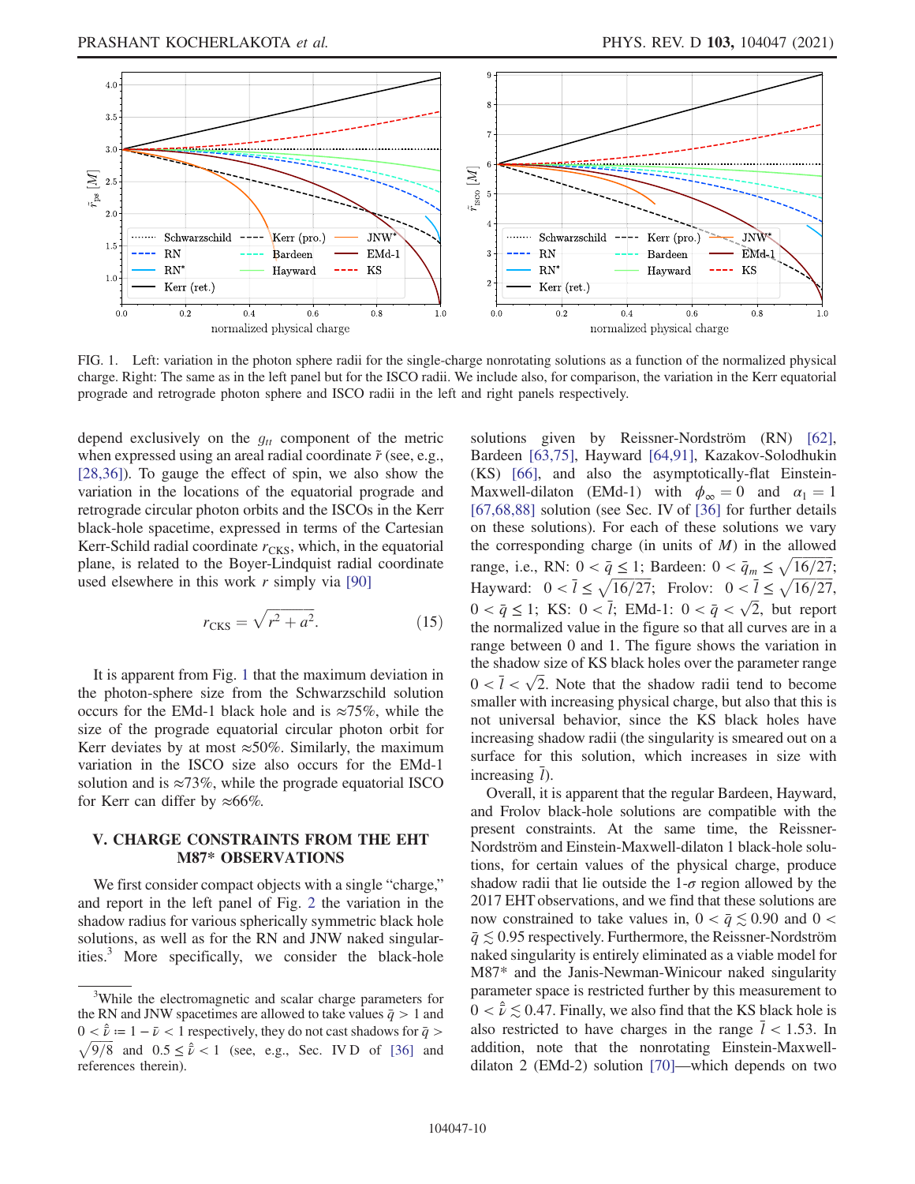FIG. 1. Left: variation in the photon sphere radii for the single-charge nonrotating solutions as a function of the normalized physical charge. Right: The same as in the left panel but for the ISCO radii. We include also, for comparison, the variation in the Kerr equatorial prograde and retrograde photon sphere and ISCO radii in the left and right panels respectively.

depend exclusively on the $g_{tt}$ component of the metric when expressed using an areal radial coordinate $\tilde{r}$ (see, e.g., [28,36]). To gauge the effect of spin, we also show the variation in the locations of the equatorial prograde and retrograde circular photon orbits and the ISCOs in the Kerr black-hole spacetime, expressed in terms of the Cartesian Kerr-Schild radial coordinate $r_{\mathrm{CKS}}$, which, in the equatorial plane, is related to the Boyer-Lindquist radial coordinate used elsewhere in this work $r$ simply via [90]

$$r_{\mathrm{CKS}} = \sqrt{r^2 + a^2}. \tag{15}$$

It is apparent from Fig. 1 that the maximum deviation in the photon-sphere size from the Schwarzschild solution occurs for the EMd-1 black hole and is ≈75%, while the size of the prograde equatorial circular photon orbit for Kerr deviates by at most ≈50%. Similarly, the maximum variation in the ISCO size also occurs for the EMd-1 solution and is ≈73%, while the prograde equatorial ISCO for Kerr can differ by ≈66%.

## V. CHARGE CONSTRAINTS FROM THE EHT M87* OBSERVATIONS

We first consider compact objects with a single "charge," and report in the left panel of Fig. 2 the variation in the shadow radius for various spherically symmetric black hole solutions, as well as for the RN and JNW naked singularities.[3] More specifically, we consider the black-hole solutions given by Reissner-Nordström (RN) [62], Bardeen [63,75], Hayward [64,91], Kazakov-Solodhukin (KS) [66], and also the asymptotically-flat Einstein-Maxwell-dilaton (EMd-1) with $\phi_\infty = 0$ and $\alpha_1 = 1$ [67,68,88] solution (see Sec. IV of [36] for further details on these solutions). For each of these solutions we vary the corresponding charge (in units of $M$) in the allowed range, i.e., RN: $0 < \bar{q} \le 1$; Bardeen: $0 < \bar{q}_m \le \sqrt{16/27}$; Hayward: $0 < \bar{l} \le \sqrt{16/27}$; Frolov: $0 < \bar{l} \le \sqrt{16/27}$, $0 < \bar{q} \le 1$; KS: $0 < \bar{l}$; EMd-1: $0 < \bar{q} < \sqrt{2}$, but report the normalized value in the figure so that all curves are in a range between 0 and 1. The figure shows the variation in the shadow size of KS black holes over the parameter range $0 < \bar{l} < \sqrt{2}$. Note that the shadow radii tend to become smaller with increasing physical charge, but also that this is not universal behavior, since the KS black holes have increasing shadow radii (the singularity is smeared out on a surface for this solution, which increases in size with increasing $\bar{l}$).

Overall, it is apparent that the regular Bardeen, Hayward, and Frolov black-hole solutions are compatible with the present constraints. At the same time, the Reissner-Nordström and Einstein-Maxwell-dilaton 1 black-hole solutions, for certain values of the physical charge, produce shadow radii that lie outside the 1-$\sigma$ region allowed by the 2017 EHT observations, and we find that these solutions are now constrained to take values in, $0 < \bar{q} \lesssim 0.90$ and $0 < \bar{q} \lesssim 0.95$ respectively. Furthermore, the Reissner-Nordström naked singularity is entirely eliminated as a viable model for M87* and the Janis-Newman-Winicour naked singularity parameter space is restricted further by this measurement to $0 < \hat{\bar{\nu}} \lesssim 0.47$. Finally, we also find that the KS black hole is also restricted to have charges in the range $\bar{l} < 1.53$. In addition, note that the nonrotating Einstein-Maxwell-dilaton 2 (EMd-2) solution [70]—which depends on two

[3] While the electromagnetic and scalar charge parameters for the RN and JNW spacetimes are allowed to take values $\bar{q} > 1$ and $0 < \hat{\bar{\nu}} := 1 - \bar{\nu} < 1$ respectively, they do not cast shadows for $\bar{q} > \sqrt{9/8}$ and $0.5 \le \hat{\bar{\nu}} < 1$ (see, e.g., Sec. IV D of [36] and references therein).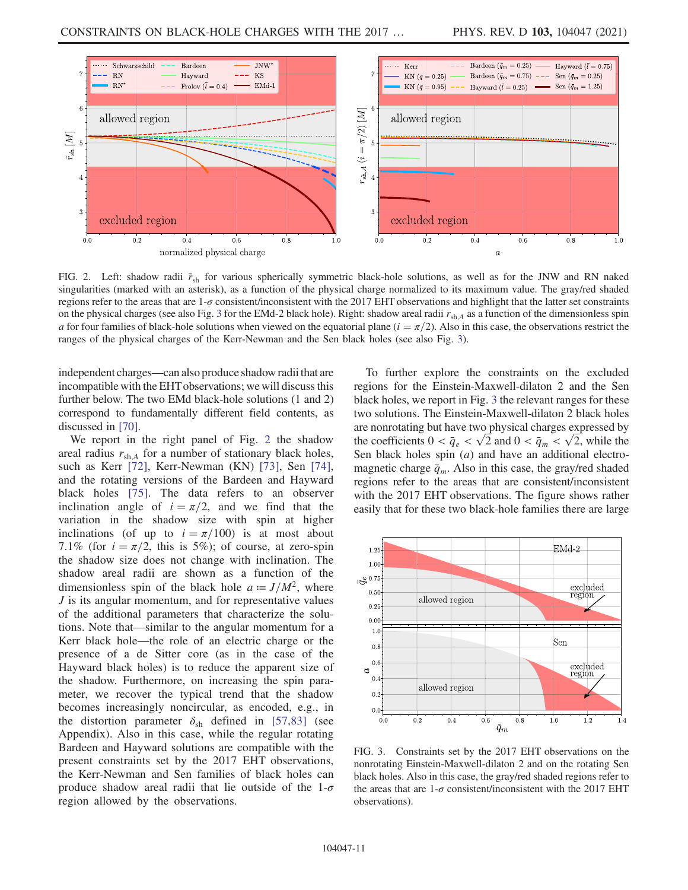FIG. 2. Left: shadow radii $\tilde{r}_{\rm sh}$ for various spherically symmetric black-hole solutions, as well as for the JNW and RN naked singularities (marked with an asterisk), as a function of the physical charge normalized to its maximum value. The gray/red shaded regions refer to the areas that are 1-$\sigma$ consistent/inconsistent with the 2017 EHT observations and highlight that the latter set constraints on the physical charges (see also Fig. 3 for the EMd-2 black hole). Right: shadow areal radii $r_{{\rm sh},A}$ as a function of the dimensionless spin $a$ for four families of black-hole solutions when viewed on the equatorial plane ($i = \pi/2$). Also in this case, the observations restrict the ranges of the physical charges of the Kerr-Newman and the Sen black holes (see also Fig. 3).

independent charges—can also produce shadow radii that are incompatible with the EHT observations; we will discuss this further below. The two EMd black-hole solutions (1 and 2) correspond to fundamentally different field contents, as discussed in [70].

We report in the right panel of Fig. 2 the shadow areal radius $r_{{\rm sh},A}$ for a number of stationary black holes, such as Kerr [72], Kerr-Newman (KN) [73], Sen [74], and the rotating versions of the Bardeen and Hayward black holes [75]. The data refers to an observer inclination angle of $i = \pi/2$, and we find that the variation in the shadow size with spin at higher inclinations (of up to $i = \pi/100$) is at most about 7.1% (for $i = \pi/2$, this is 5%); of course, at zero-spin the shadow size does not change with inclination. The shadow areal radii are shown as a function of the dimensionless spin of the black hole $a := J/M^2$, where $J$ is its angular momentum, and for representative values of the additional parameters that characterize the solutions. Note that—similar to the angular momentum for a Kerr black hole—the role of an electric charge or the presence of a de Sitter core (as in the case of the Hayward black holes) is to reduce the apparent size of the shadow. Furthermore, on increasing the spin parameter, we recover the typical trend that the shadow becomes increasingly noncircular, as encoded, e.g., in the distortion parameter $\delta_{\rm sh}$ defined in [57,83] (see Appendix). Also in this case, while the regular rotating Bardeen and Hayward solutions are compatible with the present constraints set by the 2017 EHT observations, the Kerr-Newman and Sen families of black holes can produce shadow areal radii that lie outside of the 1-$\sigma$ region allowed by the observations.

To further explore the constraints on the excluded regions for the Einstein-Maxwell-dilaton 2 and the Sen black holes, we report in Fig. 3 the relevant ranges for these two solutions. The Einstein-Maxwell-dilaton 2 black holes are nonrotating but have two physical charges expressed by the coefficients $0 < \bar{q}_e < \sqrt{2}$ and $0 < \bar{q}_m < \sqrt{2}$, while the Sen black holes spin ($a$) and have an additional electromagnetic charge $\bar{q}_m$. Also in this case, the gray/red shaded regions refer to the areas that are consistent/inconsistent with the 2017 EHT observations. The figure shows rather easily that for these two black-hole families there are large

FIG. 3. Constraints set by the 2017 EHT observations on the nonrotating Einstein-Maxwell-dilaton 2 and on the rotating Sen black holes. Also in this case, the gray/red shaded regions refer to the areas that are 1-$\sigma$ consistent/inconsistent with the 2017 EHT observations).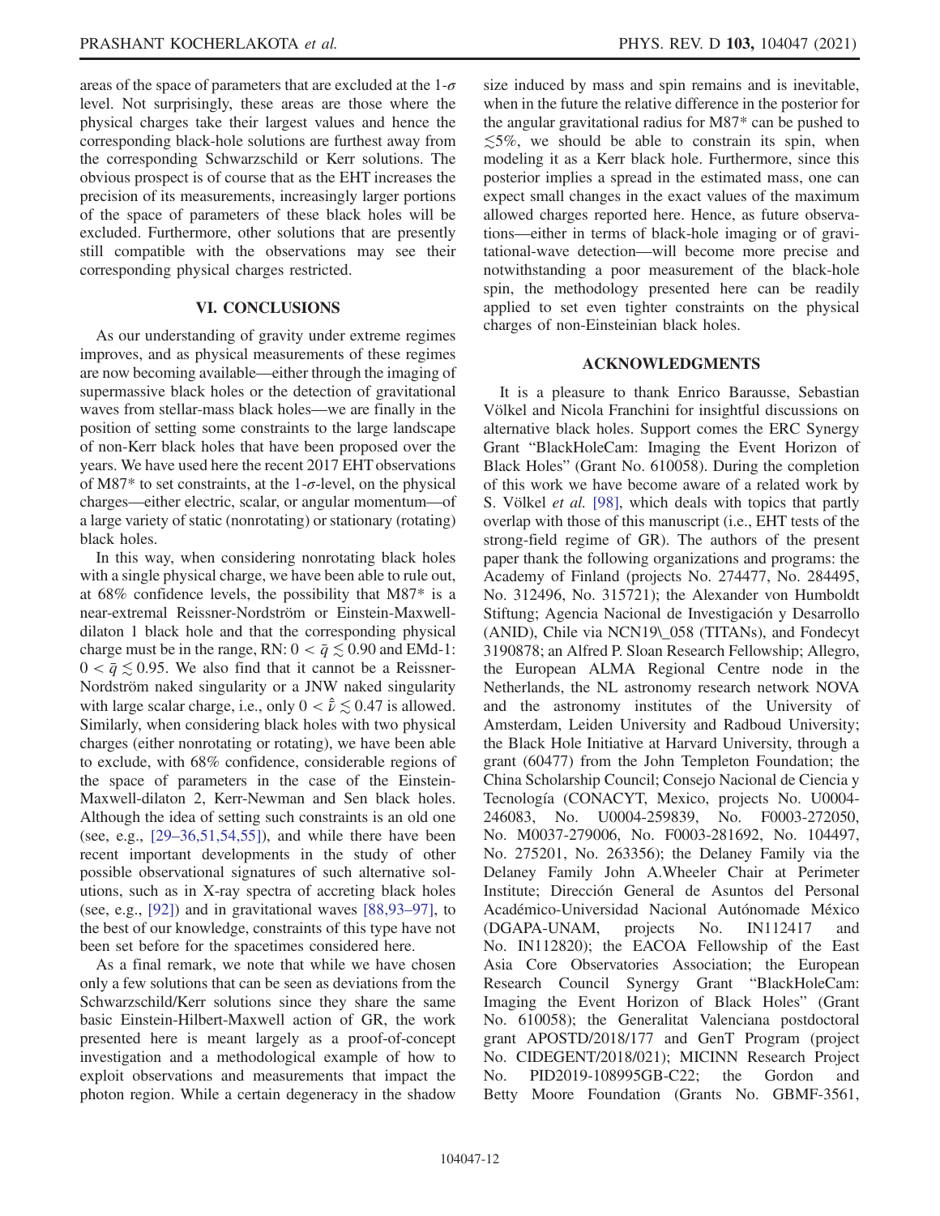areas of the space of parameters that are excluded at the 1-$\sigma$ level. Not surprisingly, these areas are those where the physical charges take their largest values and hence the corresponding black-hole solutions are furthest away from the corresponding Schwarzschild or Kerr solutions. The obvious prospect is of course that as the EHT increases the precision of its measurements, increasingly larger portions of the space of parameters of these black holes will be excluded. Furthermore, other solutions that are presently still compatible with the observations may see their corresponding physical charges restricted.

## VI. CONCLUSIONS

As our understanding of gravity under extreme regimes improves, and as physical measurements of these regimes are now becoming available—either through the imaging of supermassive black holes or the detection of gravitational waves from stellar-mass black holes—we are finally in the position of setting some constraints to the large landscape of non-Kerr black holes that have been proposed over the years. We have used here the recent 2017 EHT observations of M87* to set constraints, at the 1-$\sigma$-level, on the physical charges—either electric, scalar, or angular momentum—of a large variety of static (nonrotating) or stationary (rotating) black holes.

In this way, when considering nonrotating black holes with a single physical charge, we have been able to rule out, at 68% confidence levels, the possibility that M87* is a near-extremal Reissner-Nordström or Einstein-Maxwell-dilaton 1 black hole and that the corresponding physical charge must be in the range, RN: $0 < \bar{q} \lesssim 0.90$ and EMd-1: $0 < \bar{q} \lesssim 0.95$. We also find that it cannot be a Reissner-Nordström naked singularity or a JNW naked singularity with large scalar charge, i.e., only $0 < \hat{\bar{\nu}} \lesssim 0.47$ is allowed. Similarly, when considering black holes with two physical charges (either nonrotating or rotating), we have been able to exclude, with 68% confidence, considerable regions of the space of parameters in the case of the Einstein-Maxwell-dilaton 2, Kerr-Newman and Sen black holes. Although the idea of setting such constraints is an old one (see, e.g., [29–36,51,54,55]), and while there have been recent important developments in the study of other possible observational signatures of such alternative solutions, such as in X-ray spectra of accreting black holes (see, e.g., [92]) and in gravitational waves [88,93–97], to the best of our knowledge, constraints of this type have not been set before for the spacetimes considered here.

As a final remark, we note that while we have chosen only a few solutions that can be seen as deviations from the Schwarzschild/Kerr solutions since they share the same basic Einstein-Hilbert-Maxwell action of GR, the work presented here is meant largely as a proof-of-concept investigation and a methodological example of how to exploit observations and measurements that impact the photon region. While a certain degeneracy in the shadow size induced by mass and spin remains and is inevitable, when in the future the relative difference in the posterior for the angular gravitational radius for M87* can be pushed to $\lesssim 5\%$, we should be able to constrain its spin, when modeling it as a Kerr black hole. Furthermore, since this posterior implies a spread in the estimated mass, one can expect small changes in the exact values of the maximum allowed charges reported here. Hence, as future observations—either in terms of black-hole imaging or of gravitational-wave detection—will become more precise and notwithstanding a poor measurement of the black-hole spin, the methodology presented here can be readily applied to set even tighter constraints on the physical charges of non-Einsteinian black holes.

## ACKNOWLEDGMENTS

It is a pleasure to thank Enrico Barausse, Sebastian Völkel and Nicola Franchini for insightful discussions on alternative black holes. Support comes the ERC Synergy Grant "BlackHoleCam: Imaging the Event Horizon of Black Holes" (Grant No. 610058). During the completion of this work we have become aware of a related work by S. Völkel *et al.* [98], which deals with topics that partly overlap with those of this manuscript (i.e., EHT tests of the strong-field regime of GR). The authors of the present paper thank the following organizations and programs: the Academy of Finland (projects No. 274477, No. 284495, No. 312496, No. 315721); the Alexander von Humboldt Stiftung; Agencia Nacional de Investigación y Desarrollo (ANID), Chile via NCN19\_058 (TITANs), and Fondecyt 3190878; an Alfred P. Sloan Research Fellowship; Allegro, the European ALMA Regional Centre node in the Netherlands, the NL astronomy research network NOVA and the astronomy institutes of the University of Amsterdam, Leiden University and Radboud University; the Black Hole Initiative at Harvard University, through a grant (60477) from the John Templeton Foundation; the China Scholarship Council; Consejo Nacional de Ciencia y Tecnología (CONACYT, Mexico, projects No. U0004-246083, No. U0004-259839, No. F0003-272050, No. M0037-279006, No. F0003-281692, No. 104497, No. 275201, No. 263356); the Delaney Family via the Delaney Family John A.Wheeler Chair at Perimeter Institute; Dirección General de Asuntos del Personal Académico-Universidad Nacional Autónomade México (DGAPA-UNAM, projects No. IN112417 and No. IN112820); the EACOA Fellowship of the East Asia Core Observatories Association; the European Research Council Synergy Grant "BlackHoleCam: Imaging the Event Horizon of Black Holes" (Grant No. 610058); the Generalitat Valenciana postdoctoral grant APOSTD/2018/177 and GenT Program (project No. CIDEGENT/2018/021); MICINN Research Project No. PID2019-108995GB-C22; the Gordon and Betty Moore Foundation (Grants No. GBMF-3561,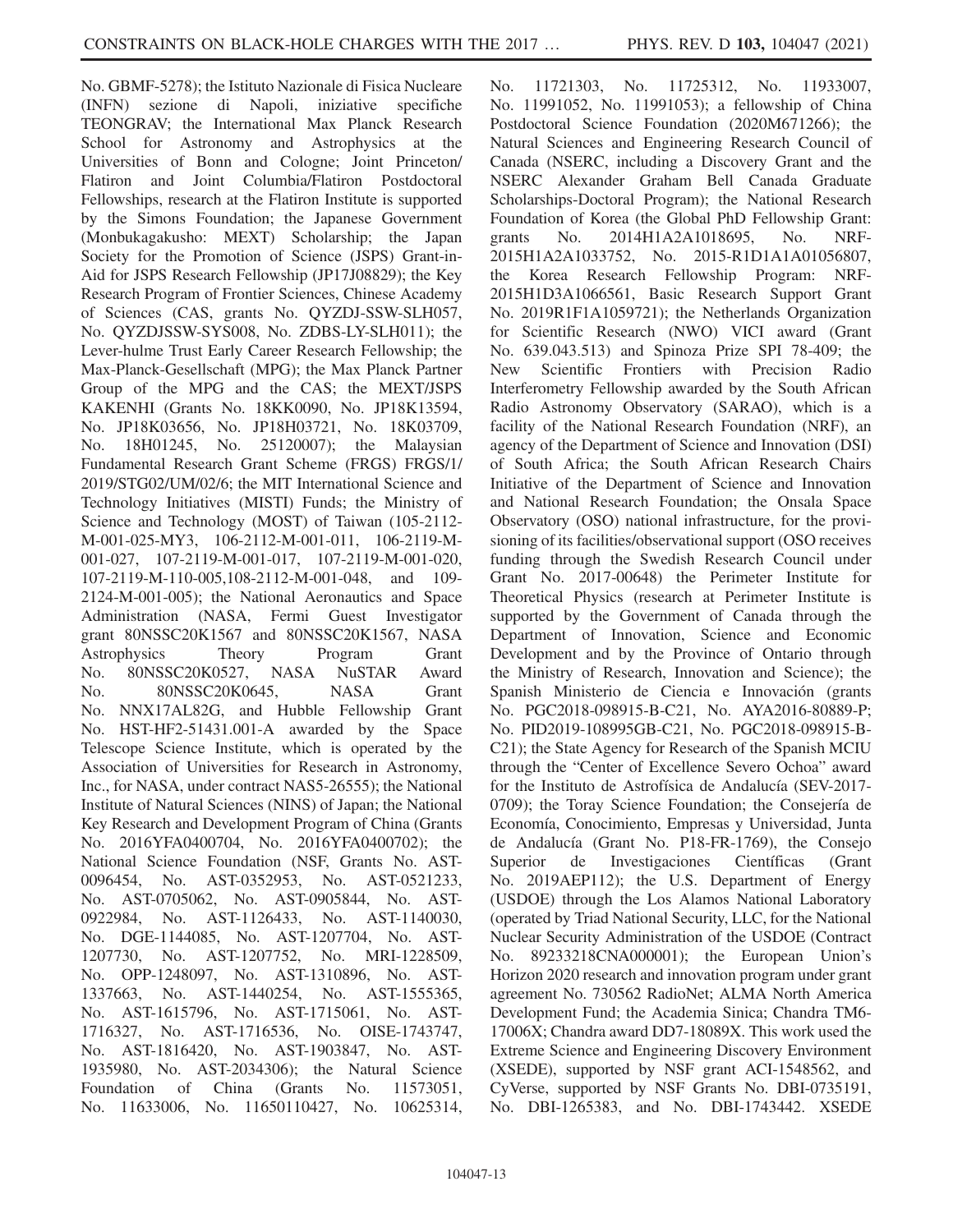No. GBMF-5278); the Istituto Nazionale di Fisica Nucleare (INFN) sezione di Napoli, iniziative specifiche TEONGRAV; the International Max Planck Research School for Astronomy and Astrophysics at the Universities of Bonn and Cologne; Joint Princeton/Flatiron and Joint Columbia/Flatiron Postdoctoral Fellowships, research at the Flatiron Institute is supported by the Simons Foundation; the Japanese Government (Monbukagakusho: MEXT) Scholarship; the Japan Society for the Promotion of Science (JSPS) Grant-in-Aid for JSPS Research Fellowship (JP17J08829); the Key Research Program of Frontier Sciences, Chinese Academy of Sciences (CAS, grants No. QYZDJ-SSW-SLH057, No. QYZDJSSW-SYS008, No. ZDBS-LY-SLH011); the Lever-hulme Trust Early Career Research Fellowship; the Max-Planck-Gesellschaft (MPG); the Max Planck Partner Group of the MPG and the CAS; the MEXT/JSPS KAKENHI (Grants No. 18KK0090, No. JP18K13594, No. JP18K03656, No. JP18H03721, No. 18K03709, No. 18H01245, No. 25120007); the Malaysian Fundamental Research Grant Scheme (FRGS) FRGS/1/2019/STG02/UM/02/6; the MIT International Science and Technology Initiatives (MISTI) Funds; the Ministry of Science and Technology (MOST) of Taiwan (105-2112-M-001-025-MY3, 106-2112-M-001-011, 106-2119-M-001-027, 107-2119-M-001-017, 107-2119-M-001-020, 107-2119-M-110-005,108-2112-M-001-048, and 109-2124-M-001-005); the National Aeronautics and Space Administration (NASA, Fermi Guest Investigator grant 80NSSC20K1567 and 80NSSC20K1567, NASA Astrophysics Theory Program Grant No. 80NSSC20K0527, NASA NuSTAR Award No. 80NSSC20K0645, NASA Grant No. NNX17AL82G, and Hubble Fellowship Grant No. HST-HF2-51431.001-A awarded by the Space Telescope Science Institute, which is operated by the Association of Universities for Research in Astronomy, Inc., for NASA, under contract NAS5-26555); the National Institute of Natural Sciences (NINS) of Japan; the National Key Research and Development Program of China (Grants No. 2016YFA0400704, No. 2016YFA0400702); the National Science Foundation (NSF, Grants No. AST-0096454, No. AST-0352953, No. AST-0521233, No. AST-0705062, No. AST-0905844, No. AST-0922984, No. AST-1126433, No. AST-1140030, No. DGE-1144085, No. AST-1207704, No. AST-1207730, No. AST-1207752, No. MRI-1228509, No. OPP-1248097, No. AST-1310896, No. AST-1337663, No. AST-1440254, No. AST-1555365, No. AST-1615796, No. AST-1715061, No. AST-1716327, No. AST-1716536, No. OISE-1743747, No. AST-1816420, No. AST-1903847, No. AST-1935980, No. AST-2034306); the Natural Science Foundation of China (Grants No. 11573051, No. 11633006, No. 11650110427, No. 10625314, No. 11721303, No. 11725312, No. 11933007, No. 11991052, No. 11991053); a fellowship of China Postdoctoral Science Foundation (2020M671266); the Natural Sciences and Engineering Research Council of Canada (NSERC, including a Discovery Grant and the NSERC Alexander Graham Bell Canada Graduate Scholarships-Doctoral Program); the National Research Foundation of Korea (the Global PhD Fellowship Grant: grants No. 2014H1A2A1018695, No. NRF-2015H1A2A1033752, No. 2015-R1D1A1A01056807, the Korea Research Fellowship Program: NRF-2015H1D3A1066561, Basic Research Support Grant No. 2019R1F1A1059721); the Netherlands Organization for Scientific Research (NWO) VICI award (Grant No. 639.043.513) and Spinoza Prize SPI 78-409; the New Scientific Frontiers with Precision Radio Interferometry Fellowship awarded by the South African Radio Astronomy Observatory (SARAO), which is a facility of the National Research Foundation (NRF), an agency of the Department of Science and Innovation (DSI) of South Africa; the South African Research Chairs Initiative of the Department of Science and Innovation and National Research Foundation; the Onsala Space Observatory (OSO) national infrastructure, for the provisioning of its facilities/observational support (OSO receives funding through the Swedish Research Council under Grant No. 2017-00648) the Perimeter Institute for Theoretical Physics (research at Perimeter Institute is supported by the Government of Canada through the Department of Innovation, Science and Economic Development and by the Province of Ontario through the Ministry of Research, Innovation and Science); the Spanish Ministerio de Ciencia e Innovación (grants No. PGC2018-098915-B-C21, No. AYA2016-80889-P; No. PID2019-108995GB-C21, No. PGC2018-098915-B-C21); the State Agency for Research of the Spanish MCIU through the "Center of Excellence Severo Ochoa" award for the Instituto de Astrofísica de Andalucía (SEV-2017-0709); the Toray Science Foundation; the Consejería de Economía, Conocimiento, Empresas y Universidad, Junta de Andalucía (Grant No. P18-FR-1769), the Consejo Superior de Investigaciones Científicas (Grant No. 2019AEP112); the U.S. Department of Energy (USDOE) through the Los Alamos National Laboratory (operated by Triad National Security, LLC, for the National Nuclear Security Administration of the USDOE (Contract No. 89233218CNA000001); the European Union's Horizon 2020 research and innovation program under grant agreement No. 730562 RadioNet; ALMA North America Development Fund; the Academia Sinica; Chandra TM6-17006X; Chandra award DD7-18089X. This work used the Extreme Science and Engineering Discovery Environment (XSEDE), supported by NSF grant ACI-1548562, and CyVerse, supported by NSF Grants No. DBI-0735191, No. DBI-1265383, and No. DBI-1743442. XSEDE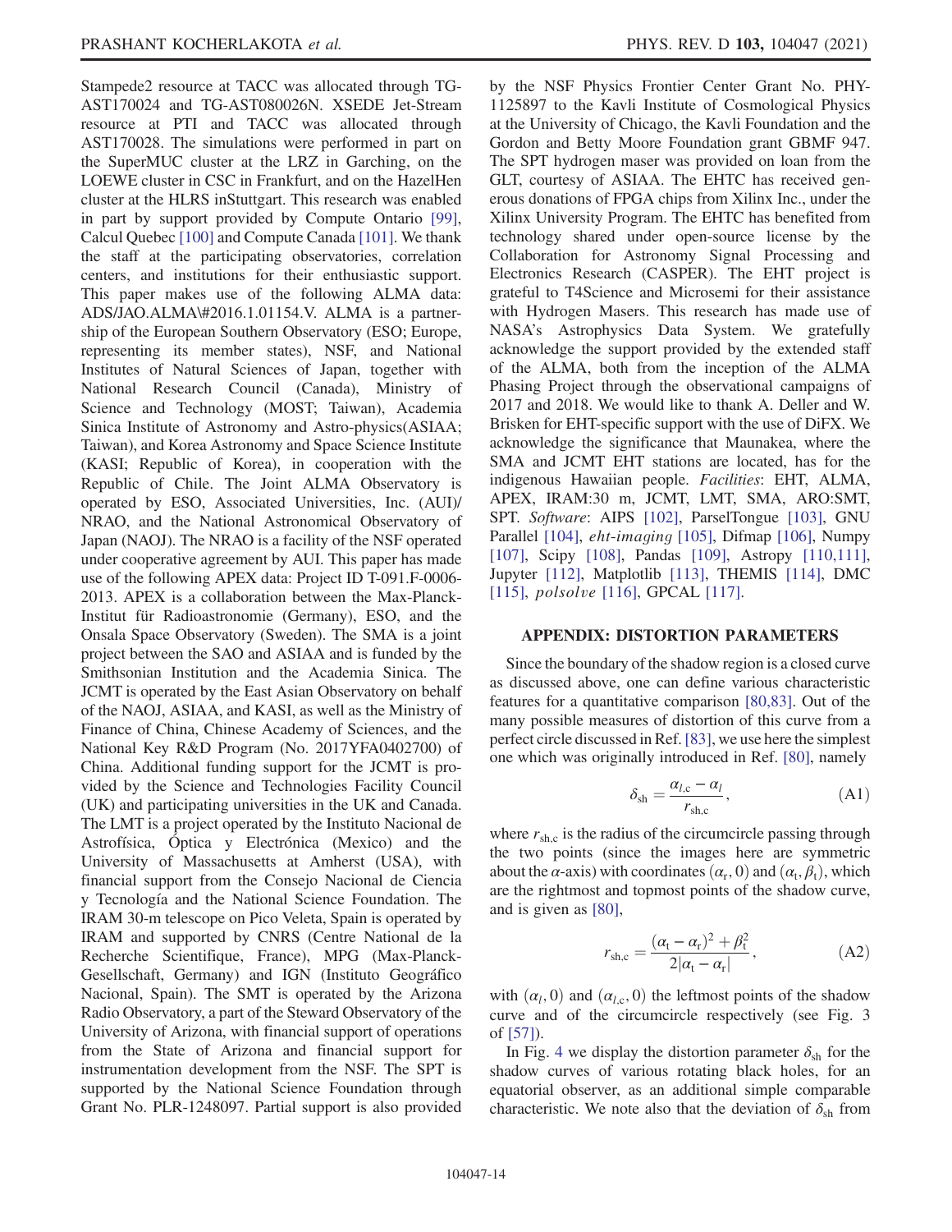Stampede2 resource at TACC was allocated through TG-AST170024 and TG-AST080026N. XSEDE Jet-Stream resource at PTI and TACC was allocated through AST170028. The simulations were performed in part on the SuperMUC cluster at the LRZ in Garching, on the LOEWE cluster in CSC in Frankfurt, and on the HazelHen cluster at the HLRS inStuttgart. This research was enabled in part by support provided by Compute Ontario [99], Calcul Quebec [100] and Compute Canada [101]. We thank the staff at the participating observatories, correlation centers, and institutions for their enthusiastic support. This paper makes use of the following ALMA data: ADS/JAO.ALMA\#2016.1.01154.V. ALMA is a partnership of the European Southern Observatory (ESO; Europe, representing its member states), NSF, and National Institutes of Natural Sciences of Japan, together with National Research Council (Canada), Ministry of Science and Technology (MOST; Taiwan), Academia Sinica Institute of Astronomy and Astro-physics(ASIAA; Taiwan), and Korea Astronomy and Space Science Institute (KASI; Republic of Korea), in cooperation with the Republic of Chile. The Joint ALMA Observatory is operated by ESO, Associated Universities, Inc. (AUI)/ NRAO, and the National Astronomical Observatory of Japan (NAOJ). The NRAO is a facility of the NSF operated under cooperative agreement by AUI. This paper has made use of the following APEX data: Project ID T-091.F-0006-2013. APEX is a collaboration between the Max-Planck-Institut für Radioastronomie (Germany), ESO, and the Onsala Space Observatory (Sweden). The SMA is a joint project between the SAO and ASIAA and is funded by the Smithsonian Institution and the Academia Sinica. The JCMT is operated by the East Asian Observatory on behalf of the NAOJ, ASIAA, and KASI, as well as the Ministry of Finance of China, Chinese Academy of Sciences, and the National Key R&D Program (No. 2017YFA0402700) of China. Additional funding support for the JCMT is provided by the Science and Technologies Facility Council (UK) and participating universities in the UK and Canada. The LMT is a project operated by the Instituto Nacional de Astrofísica, Óptica y Electrónica (Mexico) and the University of Massachusetts at Amherst (USA), with financial support from the Consejo Nacional de Ciencia y Tecnología and the National Science Foundation. The IRAM 30-m telescope on Pico Veleta, Spain is operated by IRAM and supported by CNRS (Centre National de la Recherche Scientifique, France), MPG (Max-Planck-Gesellschaft, Germany) and IGN (Instituto Geográfico Nacional, Spain). The SMT is operated by the Arizona Radio Observatory, a part of the Steward Observatory of the University of Arizona, with financial support of operations from the State of Arizona and financial support for instrumentation development from the NSF. The SPT is supported by the National Science Foundation through Grant No. PLR-1248097. Partial support is also provided by the NSF Physics Frontier Center Grant No. PHY-1125897 to the Kavli Institute of Cosmological Physics at the University of Chicago, the Kavli Foundation and the Gordon and Betty Moore Foundation grant GBMF 947. The SPT hydrogen maser was provided on loan from the GLT, courtesy of ASIAA. The EHTC has received generous donations of FPGA chips from Xilinx Inc., under the Xilinx University Program. The EHTC has benefited from technology shared under open-source license by the Collaboration for Astronomy Signal Processing and Electronics Research (CASPER). The EHT project is grateful to T4Science and Microsemi for their assistance with Hydrogen Masers. This research has made use of NASA's Astrophysics Data System. We gratefully acknowledge the support provided by the extended staff of the ALMA, both from the inception of the ALMA Phasing Project through the observational campaigns of 2017 and 2018. We would like to thank A. Deller and W. Brisken for EHT-specific support with the use of DiFX. We acknowledge the significance that Maunakea, where the SMA and JCMT EHT stations are located, has for the indigenous Hawaiian people. *Facilities*: EHT, ALMA, APEX, IRAM:30 m, JCMT, LMT, SMA, ARO:SMT, SPT. *Software*: AIPS [102], ParselTongue [103], GNU Parallel [104], *eht-imaging* [105], Difmap [106], Numpy [107], Scipy [108], Pandas [109], Astropy [110,111], Jupyter [112], Matplotlib [113], THEMIS [114], DMC [115], *polsolve* [116], GPCAL [117].

## APPENDIX: DISTORTION PARAMETERS

Since the boundary of the shadow region is a closed curve as discussed above, one can define various characteristic features for a quantitative comparison [80,83]. Out of the many possible measures of distortion of this curve from a perfect circle discussed in Ref. [83], we use here the simplest one which was originally introduced in Ref. [80], namely

$$\delta_{\rm sh} = \frac{\alpha_{l,\rm c} - \alpha_l}{r_{\rm sh,c}}, \tag{A1}$$

where $r_{\rm sh,c}$ is the radius of the circumcircle passing through the two points (since the images here are symmetric about the $\alpha$-axis) with coordinates $(\alpha_{\rm r}, 0)$ and $(\alpha_{\rm t}, \beta_{\rm t})$, which are the rightmost and topmost points of the shadow curve, and is given as [80],

$$r_{\rm sh,c} = \frac{(\alpha_{\rm t} - \alpha_{\rm r})^2 + \beta_{\rm t}^2}{2|\alpha_{\rm t} - \alpha_{\rm r}|}, \tag{A2}$$

with $(\alpha_l, 0)$ and $(\alpha_{l,\rm c}, 0)$ the leftmost points of the shadow curve and of the circumcircle respectively (see Fig. 3 of [57]).

In Fig. 4 we display the distortion parameter $\delta_{\rm sh}$ for the shadow curves of various rotating black holes, for an equatorial observer, as an additional simple comparable characteristic. We note also that the deviation of $\delta_{\rm sh}$ from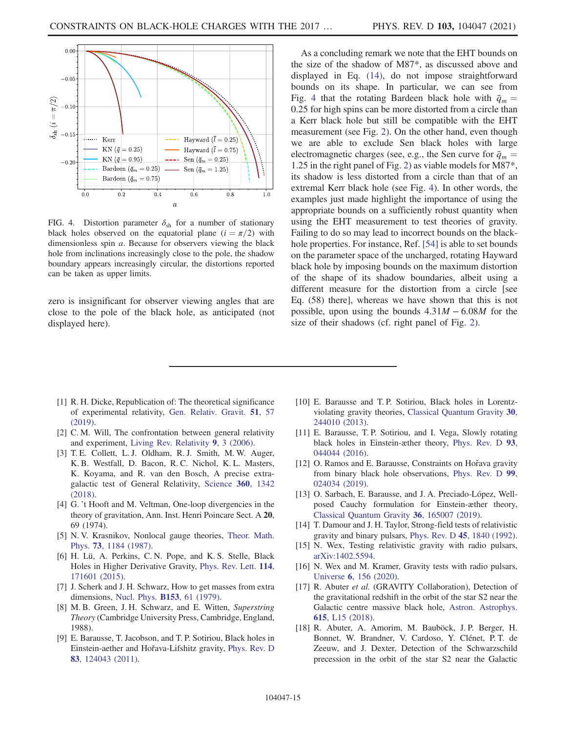FIG. 4. Distortion parameter $\delta_{\rm sh}$ for a number of stationary black holes observed on the equatorial plane ($i = \pi/2$) with dimensionless spin $a$. Because for observers viewing the black hole from inclinations increasingly close to the pole, the shadow boundary appears increasingly circular, the distortions reported can be taken as upper limits.

zero is insignificant for observer viewing angles that are close to the pole of the black hole, as anticipated (not displayed here).

As a concluding remark we note that the EHT bounds on the size of the shadow of M87*, as discussed above and displayed in Eq. (14), do not impose straightforward bounds on its shape. In particular, we can see from Fig. 4 that the rotating Bardeen black hole with $\bar{q}_m = 0.25$ for high spins can be more distorted from a circle than a Kerr black hole but still be compatible with the EHT measurement (see Fig. 2). On the other hand, even though we are able to exclude Sen black holes with large electromagnetic charges (see, e.g., the Sen curve for $\bar{q}_m = 1.25$ in the right panel of Fig. 2) as viable models for M87*, its shadow is less distorted from a circle than that of an extremal Kerr black hole (see Fig. 4). In other words, the examples just made highlight the importance of using the appropriate bounds on a sufficiently robust quantity when using the EHT measurement to test theories of gravity. Failing to do so may lead to incorrect bounds on the black-hole properties. For instance, Ref. [54] is able to set bounds on the parameter space of the uncharged, rotating Hayward black hole by imposing bounds on the maximum distortion of the shape of its shadow boundaries, albeit using a different measure for the distortion from a circle [see Eq. (58) there], whereas we have shown that this is not possible, upon using the bounds $4.31M - 6.08M$ for the size of their shadows (cf. right panel of Fig. 2).

---

[1] R. H. Dicke, Republication of: The theoretical significance of experimental relativity, Gen. Relativ. Gravit. **51**, 57 (2019).

[2] C. M. Will, The confrontation between general relativity and experiment, Living Rev. Relativity **9**, 3 (2006).

[3] T. E. Collett, L. J. Oldham, R. J. Smith, M. W. Auger, K. B. Westfall, D. Bacon, R. C. Nichol, K. L. Masters, K. Koyama, and R. van den Bosch, A precise extragalactic test of General Relativity, Science **360**, 1342 (2018).

[4] G. 't Hooft and M. Veltman, One-loop divergencies in the theory of gravitation, Ann. Inst. Henri Poincare Sect. A **20**, 69 (1974).

[5] N. V. Krasnikov, Nonlocal gauge theories, Theor. Math. Phys. **73**, 1184 (1987).

[6] H. Lü, A. Perkins, C. N. Pope, and K. S. Stelle, Black Holes in Higher Derivative Gravity, Phys. Rev. Lett. **114**, 171601 (2015).

[7] J. Scherk and J. H. Schwarz, How to get masses from extra dimensions, Nucl. Phys. **B153**, 61 (1979).

[8] M. B. Green, J. H. Schwarz, and E. Witten, *Superstring Theory* (Cambridge University Press, Cambridge, England, 1988).

[9] E. Barausse, T. Jacobson, and T. P. Sotiriou, Black holes in Einstein-aether and Hořava-Lifshitz gravity, Phys. Rev. D **83**, 124043 (2011).

[10] E. Barausse and T. P. Sotiriou, Black holes in Lorentz-violating gravity theories, Classical Quantum Gravity **30**, 244010 (2013).

[11] E. Barausse, T. P. Sotiriou, and I. Vega, Slowly rotating black holes in Einstein-æther theory, Phys. Rev. D **93**, 044044 (2016).

[12] O. Ramos and E. Barausse, Constraints on Hořava gravity from binary black hole observations, Phys. Rev. D **99**, 024034 (2019).

[13] O. Sarbach, E. Barausse, and J. A. Preciado-López, Well-posed Cauchy formulation for Einstein-æther theory, Classical Quantum Gravity **36**, 165007 (2019).

[14] T. Damour and J. H. Taylor, Strong-field tests of relativistic gravity and binary pulsars, Phys. Rev. D **45**, 1840 (1992).

[15] N. Wex, Testing relativistic gravity with radio pulsars, arXiv:1402.5594.

[16] N. Wex and M. Kramer, Gravity tests with radio pulsars, Universe **6**, 156 (2020).

[17] R. Abuter *et al.* (GRAVITY Collaboration), Detection of the gravitational redshift in the orbit of the star S2 near the Galactic centre massive black hole, Astron. Astrophys. **615**, L15 (2018).

[18] R. Abuter, A. Amorim, M. Bauböck, J. P. Berger, H. Bonnet, W. Brandner, V. Cardoso, Y. Clénet, P. T. de Zeeuw, and J. Dexter, Detection of the Schwarzschild precession in the orbit of the star S2 near the Galactic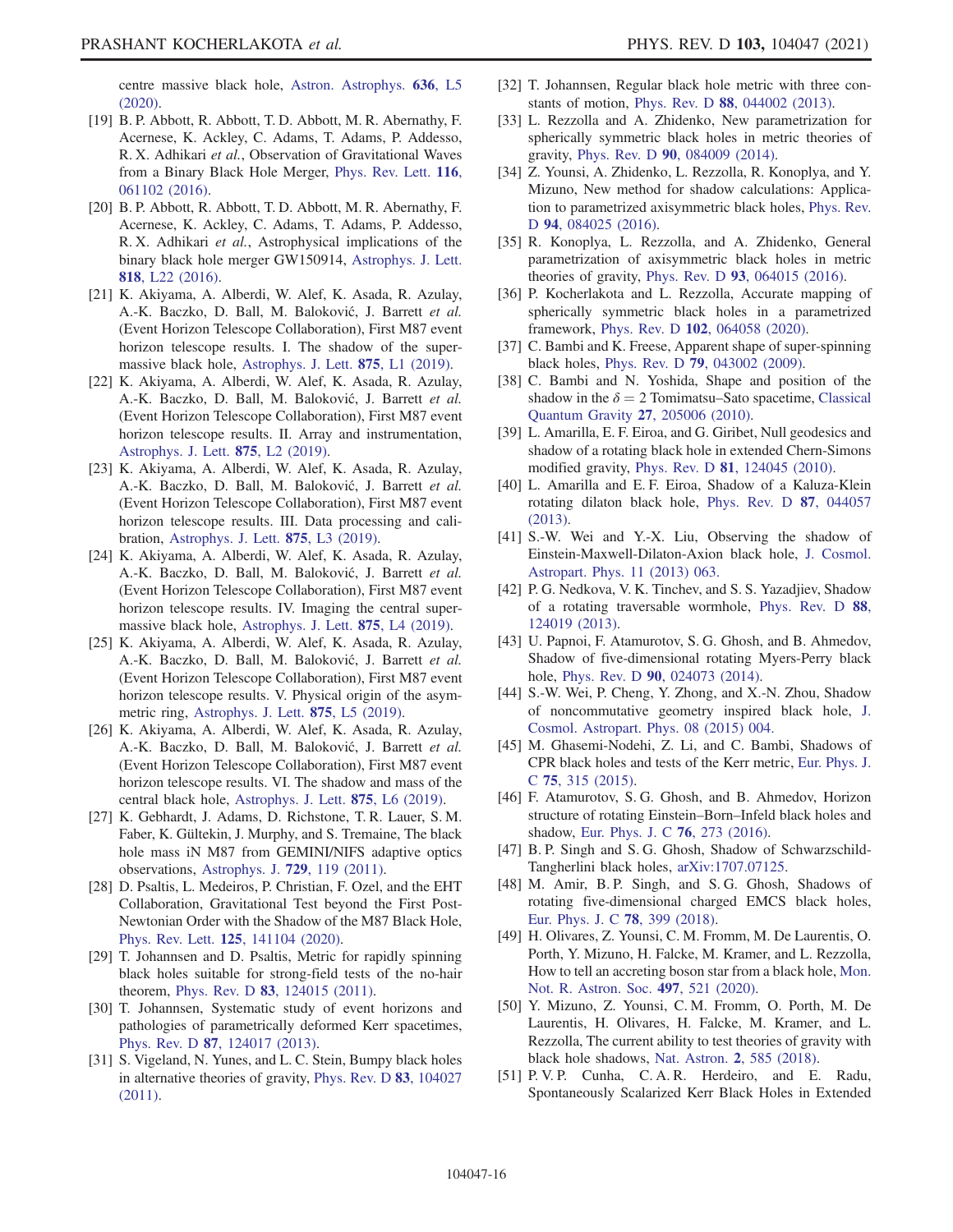centre massive black hole, Astron. Astrophys. **636**, L5 (2020).

[19] B. P. Abbott, R. Abbott, T. D. Abbott, M. R. Abernathy, F. Acernese, K. Ackley, C. Adams, T. Adams, P. Addesso, R. X. Adhikari *et al.*, Observation of Gravitational Waves from a Binary Black Hole Merger, Phys. Rev. Lett. **116**, 061102 (2016).

[20] B. P. Abbott, R. Abbott, T. D. Abbott, M. R. Abernathy, F. Acernese, K. Ackley, C. Adams, T. Adams, P. Addesso, R. X. Adhikari *et al.*, Astrophysical implications of the binary black hole merger GW150914, Astrophys. J. Lett. **818**, L22 (2016).

[21] K. Akiyama, A. Alberdi, W. Alef, K. Asada, R. Azulay, A.-K. Baczko, D. Ball, M. Baloković, J. Barrett *et al.* (Event Horizon Telescope Collaboration), First M87 event horizon telescope results. I. The shadow of the supermassive black hole, Astrophys. J. Lett. **875**, L1 (2019).

[22] K. Akiyama, A. Alberdi, W. Alef, K. Asada, R. Azulay, A.-K. Baczko, D. Ball, M. Baloković, J. Barrett *et al.* (Event Horizon Telescope Collaboration), First M87 event horizon telescope results. II. Array and instrumentation, Astrophys. J. Lett. **875**, L2 (2019).

[23] K. Akiyama, A. Alberdi, W. Alef, K. Asada, R. Azulay, A.-K. Baczko, D. Ball, M. Baloković, J. Barrett *et al.* (Event Horizon Telescope Collaboration), First M87 event horizon telescope results. III. Data processing and calibration, Astrophys. J. Lett. **875**, L3 (2019).

[24] K. Akiyama, A. Alberdi, W. Alef, K. Asada, R. Azulay, A.-K. Baczko, D. Ball, M. Baloković, J. Barrett *et al.* (Event Horizon Telescope Collaboration), First M87 event horizon telescope results. IV. Imaging the central supermassive black hole, Astrophys. J. Lett. **875**, L4 (2019).

[25] K. Akiyama, A. Alberdi, W. Alef, K. Asada, R. Azulay, A.-K. Baczko, D. Ball, M. Baloković, J. Barrett *et al.* (Event Horizon Telescope Collaboration), First M87 event horizon telescope results. V. Physical origin of the asymmetric ring, Astrophys. J. Lett. **875**, L5 (2019).

[26] K. Akiyama, A. Alberdi, W. Alef, K. Asada, R. Azulay, A.-K. Baczko, D. Ball, M. Baloković, J. Barrett *et al.* (Event Horizon Telescope Collaboration), First M87 event horizon telescope results. VI. The shadow and mass of the central black hole, Astrophys. J. Lett. **875**, L6 (2019).

[27] K. Gebhardt, J. Adams, D. Richstone, T. R. Lauer, S. M. Faber, K. Gültekin, J. Murphy, and S. Tremaine, The black hole mass iN M87 from GEMINI/NIFS adaptive optics observations, Astrophys. J. **729**, 119 (2011).

[28] D. Psaltis, L. Medeiros, P. Christian, F. Ozel, and the EHT Collaboration, Gravitational Test beyond the First Post-Newtonian Order with the Shadow of the M87 Black Hole, Phys. Rev. Lett. **125**, 141104 (2020).

[29] T. Johannsen and D. Psaltis, Metric for rapidly spinning black holes suitable for strong-field tests of the no-hair theorem, Phys. Rev. D **83**, 124015 (2011).

[30] T. Johannsen, Systematic study of event horizons and pathologies of parametrically deformed Kerr spacetimes, Phys. Rev. D **87**, 124017 (2013).

[31] S. Vigeland, N. Yunes, and L. C. Stein, Bumpy black holes in alternative theories of gravity, Phys. Rev. D **83**, 104027 (2011).

[32] T. Johannsen, Regular black hole metric with three constants of motion, Phys. Rev. D **88**, 044002 (2013).

[33] L. Rezzolla and A. Zhidenko, New parametrization for spherically symmetric black holes in metric theories of gravity, Phys. Rev. D **90**, 084009 (2014).

[34] Z. Younsi, A. Zhidenko, L. Rezzolla, R. Konoplya, and Y. Mizuno, New method for shadow calculations: Application to parametrized axisymmetric black holes, Phys. Rev. D **94**, 084025 (2016).

[35] R. Konoplya, L. Rezzolla, and A. Zhidenko, General parametrization of axisymmetric black holes in metric theories of gravity, Phys. Rev. D **93**, 064015 (2016).

[36] P. Kocherlakota and L. Rezzolla, Accurate mapping of spherically symmetric black holes in a parametrized framework, Phys. Rev. D **102**, 064058 (2020).

[37] C. Bambi and K. Freese, Apparent shape of super-spinning black holes, Phys. Rev. D **79**, 043002 (2009).

[38] C. Bambi and N. Yoshida, Shape and position of the shadow in the $\delta = 2$ Tomimatsu–Sato spacetime, Classical Quantum Gravity **27**, 205006 (2010).

[39] L. Amarilla, E. F. Eiroa, and G. Giribet, Null geodesics and shadow of a rotating black hole in extended Chern-Simons modified gravity, Phys. Rev. D **81**, 124045 (2010).

[40] L. Amarilla and E. F. Eiroa, Shadow of a Kaluza-Klein rotating dilaton black hole, Phys. Rev. D **87**, 044057 (2013).

[41] S.-W. Wei and Y.-X. Liu, Observing the shadow of Einstein-Maxwell-Dilaton-Axion black hole, J. Cosmol. Astropart. Phys. 11 (2013) 063.

[42] P. G. Nedkova, V. K. Tinchev, and S. S. Yazadjiev, Shadow of a rotating traversable wormhole, Phys. Rev. D **88**, 124019 (2013).

[43] U. Papnoi, F. Atamurotov, S. G. Ghosh, and B. Ahmedov, Shadow of five-dimensional rotating Myers-Perry black hole, Phys. Rev. D **90**, 024073 (2014).

[44] S.-W. Wei, P. Cheng, Y. Zhong, and X.-N. Zhou, Shadow of noncommutative geometry inspired black hole, J. Cosmol. Astropart. Phys. 08 (2015) 004.

[45] M. Ghasemi-Nodehi, Z. Li, and C. Bambi, Shadows of CPR black holes and tests of the Kerr metric, Eur. Phys. J. C **75**, 315 (2015).

[46] F. Atamurotov, S. G. Ghosh, and B. Ahmedov, Horizon structure of rotating Einstein–Born–Infeld black holes and shadow, Eur. Phys. J. C **76**, 273 (2016).

[47] B. P. Singh and S. G. Ghosh, Shadow of Schwarzschild-Tangherlini black holes, arXiv:1707.07125.

[48] M. Amir, B. P. Singh, and S. G. Ghosh, Shadows of rotating five-dimensional charged EMCS black holes, Eur. Phys. J. C **78**, 399 (2018).

[49] H. Olivares, Z. Younsi, C. M. Fromm, M. De Laurentis, O. Porth, Y. Mizuno, H. Falcke, M. Kramer, and L. Rezzolla, How to tell an accreting boson star from a black hole, Mon. Not. R. Astron. Soc. **497**, 521 (2020).

[50] Y. Mizuno, Z. Younsi, C. M. Fromm, O. Porth, M. De Laurentis, H. Olivares, H. Falcke, M. Kramer, and L. Rezzolla, The current ability to test theories of gravity with black hole shadows, Nat. Astron. **2**, 585 (2018).

[51] P. V. P. Cunha, C. A. R. Herdeiro, and E. Radu, Spontaneously Scalarized Kerr Black Holes in Extended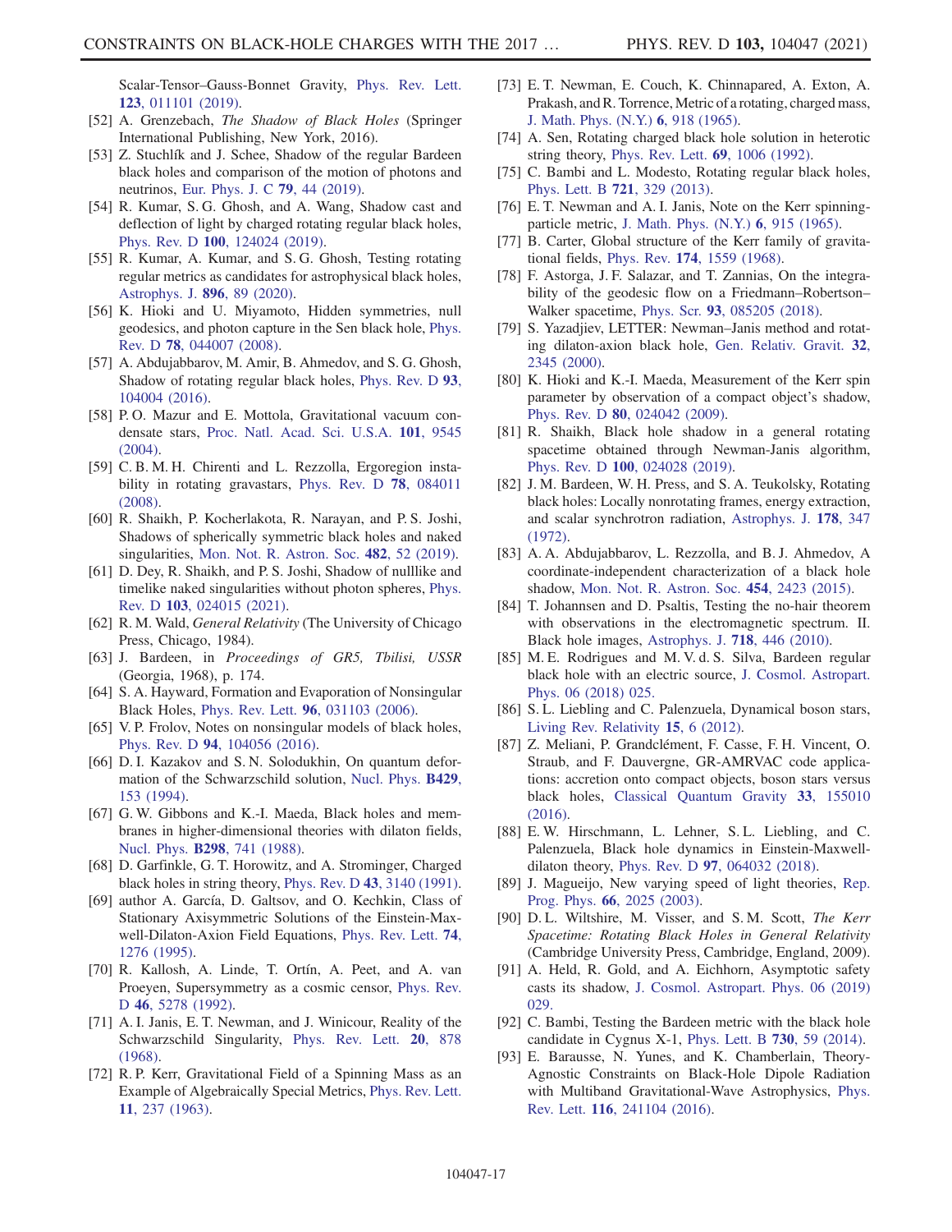Scalar-Tensor–Gauss-Bonnet Gravity, Phys. Rev. Lett. **123**, 011101 (2019).

[52] A. Grenzebach, *The Shadow of Black Holes* (Springer International Publishing, New York, 2016).

[53] Z. Stuchlík and J. Schee, Shadow of the regular Bardeen black holes and comparison of the motion of photons and neutrinos, Eur. Phys. J. C **79**, 44 (2019).

[54] R. Kumar, S. G. Ghosh, and A. Wang, Shadow cast and deflection of light by charged rotating regular black holes, Phys. Rev. D **100**, 124024 (2019).

[55] R. Kumar, A. Kumar, and S. G. Ghosh, Testing rotating regular metrics as candidates for astrophysical black holes, Astrophys. J. **896**, 89 (2020).

[56] K. Hioki and U. Miyamoto, Hidden symmetries, null geodesics, and photon capture in the Sen black hole, Phys. Rev. D **78**, 044007 (2008).

[57] A. Abdujabbarov, M. Amir, B. Ahmedov, and S. G. Ghosh, Shadow of rotating regular black holes, Phys. Rev. D **93**, 104004 (2016).

[58] P. O. Mazur and E. Mottola, Gravitational vacuum condensate stars, Proc. Natl. Acad. Sci. U.S.A. **101**, 9545 (2004).

[59] C. B. M. H. Chirenti and L. Rezzolla, Ergoregion instability in rotating gravastars, Phys. Rev. D **78**, 084011 (2008).

[60] R. Shaikh, P. Kocherlakota, R. Narayan, and P. S. Joshi, Shadows of spherically symmetric black holes and naked singularities, Mon. Not. R. Astron. Soc. **482**, 52 (2019).

[61] D. Dey, R. Shaikh, and P. S. Joshi, Shadow of nulllike and timelike naked singularities without photon spheres, Phys. Rev. D **103**, 024015 (2021).

[62] R. M. Wald, *General Relativity* (The University of Chicago Press, Chicago, 1984).

[63] J. Bardeen, in *Proceedings of GR5, Tbilisi, USSR* (Georgia, 1968), p. 174.

[64] S. A. Hayward, Formation and Evaporation of Nonsingular Black Holes, Phys. Rev. Lett. **96**, 031103 (2006).

[65] V. P. Frolov, Notes on nonsingular models of black holes, Phys. Rev. D **94**, 104056 (2016).

[66] D. I. Kazakov and S. N. Solodukhin, On quantum deformation of the Schwarzschild solution, Nucl. Phys. **B429**, 153 (1994).

[67] G. W. Gibbons and K.-I. Maeda, Black holes and membranes in higher-dimensional theories with dilaton fields, Nucl. Phys. **B298**, 741 (1988).

[68] D. Garfinkle, G. T. Horowitz, and A. Strominger, Charged black holes in string theory, Phys. Rev. D **43**, 3140 (1991).

[69] author A. García, D. Galtsov, and O. Kechkin, Class of Stationary Axisymmetric Solutions of the Einstein-Maxwell-Dilaton-Axion Field Equations, Phys. Rev. Lett. **74**, 1276 (1995).

[70] R. Kallosh, A. Linde, T. Ortín, A. Peet, and A. van Proeyen, Supersymmetry as a cosmic censor, Phys. Rev. D **46**, 5278 (1992).

[71] A. I. Janis, E. T. Newman, and J. Winicour, Reality of the Schwarzschild Singularity, Phys. Rev. Lett. **20**, 878 (1968).

[72] R. P. Kerr, Gravitational Field of a Spinning Mass as an Example of Algebraically Special Metrics, Phys. Rev. Lett. **11**, 237 (1963).

[73] E. T. Newman, E. Couch, K. Chinnapared, A. Exton, A. Prakash, and R. Torrence, Metric of a rotating, charged mass, J. Math. Phys. (N.Y.) **6**, 918 (1965).

[74] A. Sen, Rotating charged black hole solution in heterotic string theory, Phys. Rev. Lett. **69**, 1006 (1992).

[75] C. Bambi and L. Modesto, Rotating regular black holes, Phys. Lett. B **721**, 329 (2013).

[76] E. T. Newman and A. I. Janis, Note on the Kerr spinning-particle metric, J. Math. Phys. (N.Y.) **6**, 915 (1965).

[77] B. Carter, Global structure of the Kerr family of gravitational fields, Phys. Rev. **174**, 1559 (1968).

[78] F. Astorga, J. F. Salazar, and T. Zannias, On the integrability of the geodesic flow on a Friedmann–Robertson–Walker spacetime, Phys. Scr. **93**, 085205 (2018).

[79] S. Yazadjiev, LETTER: Newman–Janis method and rotating dilaton-axion black hole, Gen. Relativ. Gravit. **32**, 2345 (2000).

[80] K. Hioki and K.-I. Maeda, Measurement of the Kerr spin parameter by observation of a compact object's shadow, Phys. Rev. D **80**, 024042 (2009).

[81] R. Shaikh, Black hole shadow in a general rotating spacetime obtained through Newman-Janis algorithm, Phys. Rev. D **100**, 024028 (2019).

[82] J. M. Bardeen, W. H. Press, and S. A. Teukolsky, Rotating black holes: Locally nonrotating frames, energy extraction, and scalar synchrotron radiation, Astrophys. J. **178**, 347 (1972).

[83] A. A. Abdujabbarov, L. Rezzolla, and B. J. Ahmedov, A coordinate-independent characterization of a black hole shadow, Mon. Not. R. Astron. Soc. **454**, 2423 (2015).

[84] T. Johannsen and D. Psaltis, Testing the no-hair theorem with observations in the electromagnetic spectrum. II. Black hole images, Astrophys. J. **718**, 446 (2010).

[85] M. E. Rodrigues and M. V. d. S. Silva, Bardeen regular black hole with an electric source, J. Cosmol. Astropart. Phys. 06 (2018) 025.

[86] S. L. Liebling and C. Palenzuela, Dynamical boson stars, Living Rev. Relativity **15**, 6 (2012).

[87] Z. Meliani, P. Grandclément, F. Casse, F. H. Vincent, O. Straub, and F. Dauvergne, GR-AMRVAC code applications: accretion onto compact objects, boson stars versus black holes, Classical Quantum Gravity **33**, 155010 (2016).

[88] E. W. Hirschmann, L. Lehner, S. L. Liebling, and C. Palenzuela, Black hole dynamics in Einstein-Maxwell-dilaton theory, Phys. Rev. D **97**, 064032 (2018).

[89] J. Magueijo, New varying speed of light theories, Rep. Prog. Phys. **66**, 2025 (2003).

[90] D. L. Wiltshire, M. Visser, and S. M. Scott, *The Kerr Spacetime: Rotating Black Holes in General Relativity* (Cambridge University Press, Cambridge, England, 2009).

[91] A. Held, R. Gold, and A. Eichhorn, Asymptotic safety casts its shadow, J. Cosmol. Astropart. Phys. 06 (2019) 029.

[92] C. Bambi, Testing the Bardeen metric with the black hole candidate in Cygnus X-1, Phys. Lett. B **730**, 59 (2014).

[93] E. Barausse, N. Yunes, and K. Chamberlain, Theory-Agnostic Constraints on Black-Hole Dipole Radiation with Multiband Gravitational-Wave Astrophysics, Phys. Rev. Lett. **116**, 241104 (2016).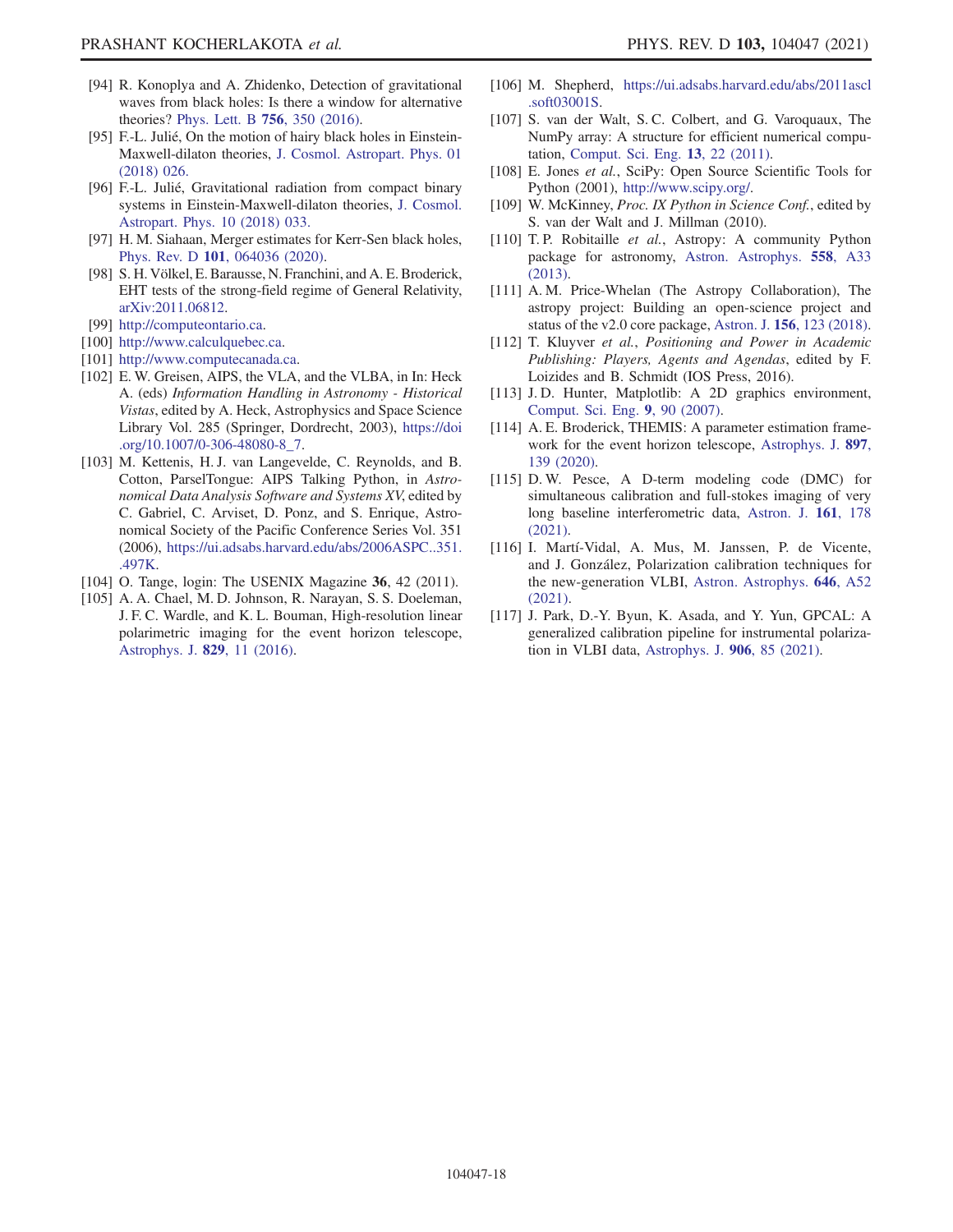[94] R. Konoplya and A. Zhidenko, Detection of gravitational waves from black holes: Is there a window for alternative theories? Phys. Lett. B **756**, 350 (2016).

[95] F.-L. Julié, On the motion of hairy black holes in Einstein-Maxwell-dilaton theories, J. Cosmol. Astropart. Phys. 01 (2018) 026.

[96] F.-L. Julié, Gravitational radiation from compact binary systems in Einstein-Maxwell-dilaton theories, J. Cosmol. Astropart. Phys. 10 (2018) 033.

[97] H. M. Siahaan, Merger estimates for Kerr-Sen black holes, Phys. Rev. D **101**, 064036 (2020).

[98] S. H. Völkel, E. Barausse, N. Franchini, and A. E. Broderick, EHT tests of the strong-field regime of General Relativity, arXiv:2011.06812.

[99] http://computeontario.ca.

[100] http://www.calculquebec.ca.

[101] http://www.computecanada.ca.

[102] E. W. Greisen, AIPS, the VLA, and the VLBA, in In: Heck A. (eds) *Information Handling in Astronomy - Historical Vistas*, edited by A. Heck, Astrophysics and Space Science Library Vol. 285 (Springer, Dordrecht, 2003), https://doi.org/10.1007/0-306-48080-8_7.

[103] M. Kettenis, H. J. van Langevelde, C. Reynolds, and B. Cotton, ParselTongue: AIPS Talking Python, in *Astronomical Data Analysis Software and Systems XV*, edited by C. Gabriel, C. Arviset, D. Ponz, and S. Enrique, Astronomical Society of the Pacific Conference Series Vol. 351 (2006), https://ui.adsabs.harvard.edu/abs/2006ASPC..351..497K.

[104] O. Tange, login: The USENIX Magazine **36**, 42 (2011).

[105] A. A. Chael, M. D. Johnson, R. Narayan, S. S. Doeleman, J. F. C. Wardle, and K. L. Bouman, High-resolution linear polarimetric imaging for the event horizon telescope, Astrophys. J. **829**, 11 (2016).

[106] M. Shepherd, https://ui.adsabs.harvard.edu/abs/2011ascl.soft03001S.

[107] S. van der Walt, S. C. Colbert, and G. Varoquaux, The NumPy array: A structure for efficient numerical computation, Comput. Sci. Eng. **13**, 22 (2011).

[108] E. Jones *et al.*, SciPy: Open Source Scientific Tools for Python (2001), http://www.scipy.org/.

[109] W. McKinney, *Proc. IX Python in Science Conf.*, edited by S. van der Walt and J. Millman (2010).

[110] T. P. Robitaille *et al.*, Astropy: A community Python package for astronomy, Astron. Astrophys. **558**, A33 (2013).

[111] A. M. Price-Whelan (The Astropy Collaboration), The astropy project: Building an open-science project and status of the v2.0 core package, Astron. J. **156**, 123 (2018).

[112] T. Kluyver *et al.*, *Positioning and Power in Academic Publishing: Players, Agents and Agendas*, edited by F. Loizides and B. Schmidt (IOS Press, 2016).

[113] J. D. Hunter, Matplotlib: A 2D graphics environment, Comput. Sci. Eng. **9**, 90 (2007).

[114] A. E. Broderick, THEMIS: A parameter estimation framework for the event horizon telescope, Astrophys. J. **897**, 139 (2020).

[115] D. W. Pesce, A D-term modeling code (DMC) for simultaneous calibration and full-stokes imaging of very long baseline interferometric data, Astron. J. **161**, 178 (2021).

[116] I. Martí-Vidal, A. Mus, M. Janssen, P. de Vicente, and J. González, Polarization calibration techniques for the new-generation VLBI, Astron. Astrophys. **646**, A52 (2021).

[117] J. Park, D.-Y. Byun, K. Asada, and Y. Yun, GPCAL: A generalized calibration pipeline for instrumental polarization in VLBI data, Astrophys. J. **906**, 85 (2021).